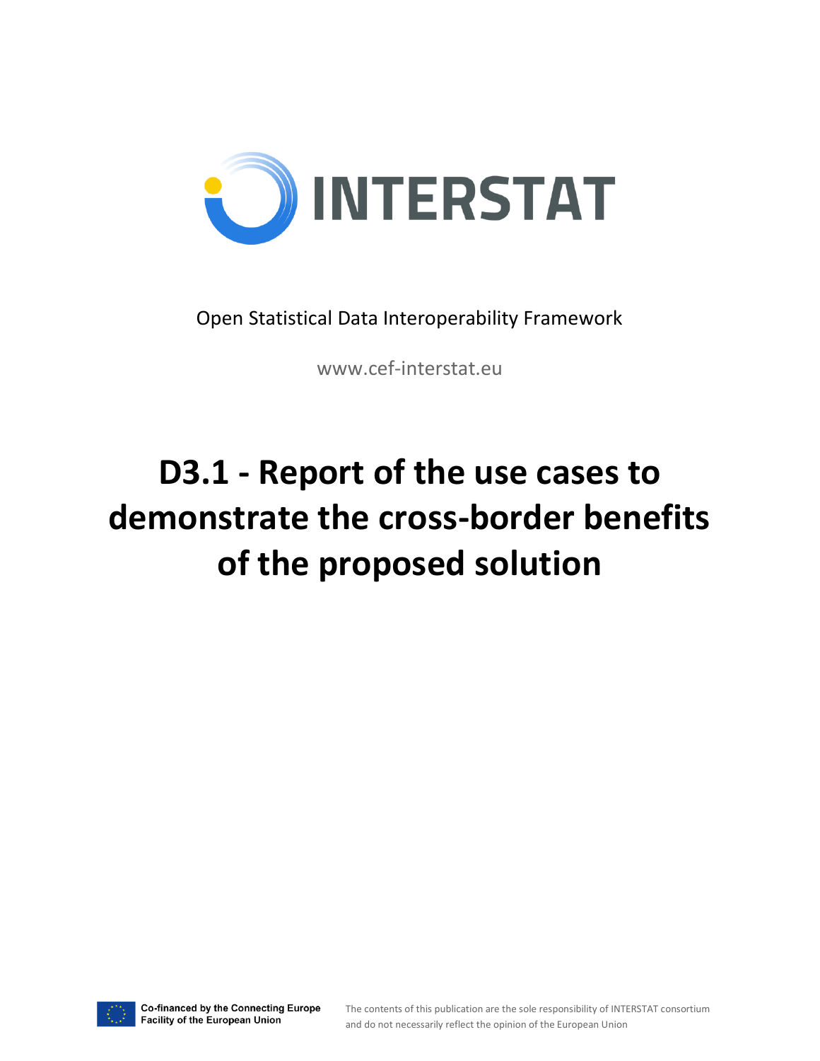INTERSTAT

Open Statistical Data Interoperability Framework

www.cef-interstat.eu

# D3.1 - Report of the use cases to demonstrate the cross-border benefits of the proposed solution

Co-financed by the Connecting Europe Facility of the European Union

The contents of this publication are the sole responsibility of INTERSTAT consortium and do not necessarily reflect the opinion of the European Union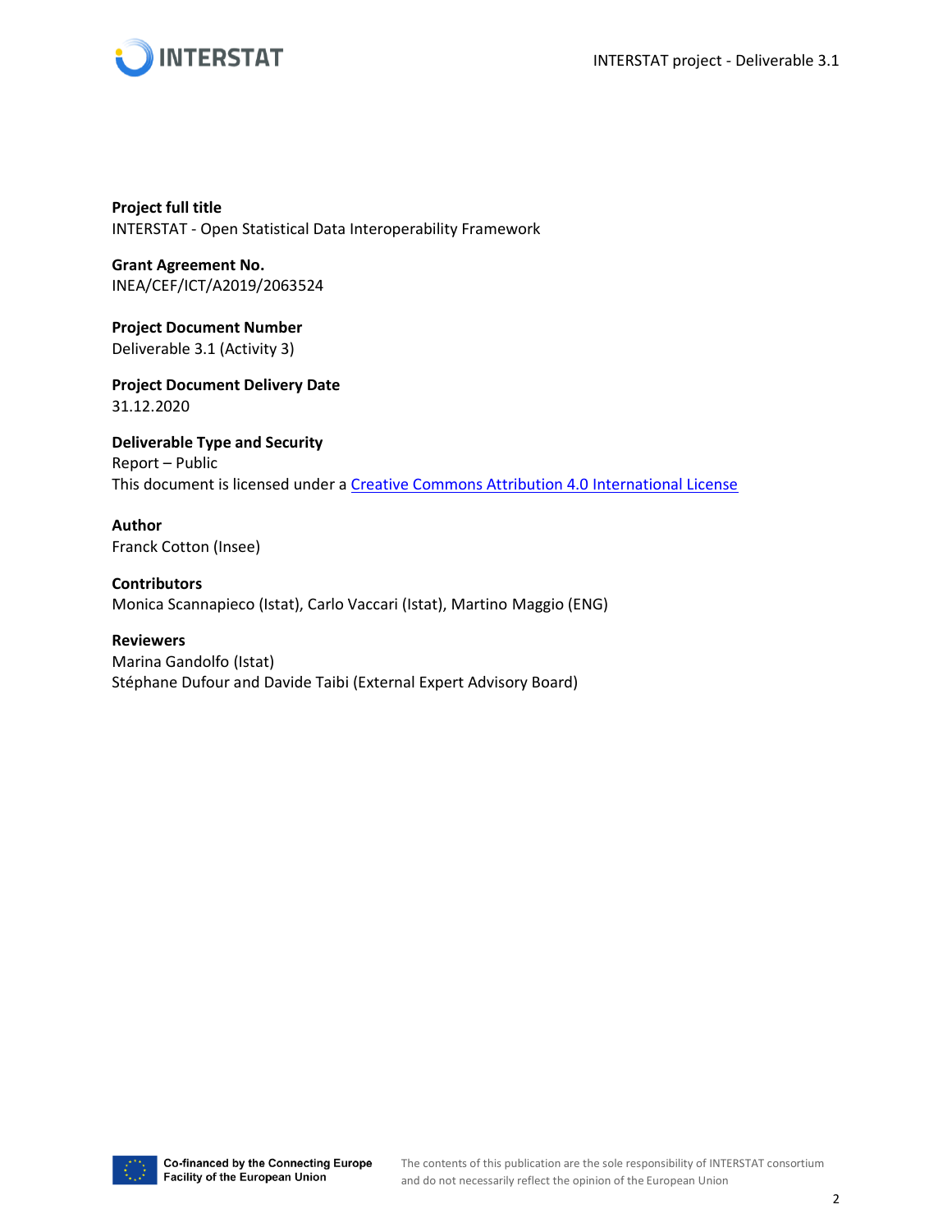**Project full title**
INTERSTAT - Open Statistical Data Interoperability Framework

**Grant Agreement No.**
INEA/CEF/ICT/A2019/2063524

**Project Document Number**
Deliverable 3.1 (Activity 3)

**Project Document Delivery Date**
31.12.2020

**Deliverable Type and Security**
Report – Public
This document is licensed under a [Creative Commons Attribution 4.0 International License](https://creativecommons.org/licenses/by/4.0/)

**Author**
Franck Cotton (Insee)

**Contributors**
Monica Scannapieco (Istat), Carlo Vaccari (Istat), Martino Maggio (ENG)

**Reviewers**
Marina Gandolfo (Istat)
Stéphane Dufour and Davide Taibi (External Expert Advisory Board)

Co-financed by the Connecting Europe Facility of the European Union

The contents of this publication are the sole responsibility of INTERSTAT consortium and do not necessarily reflect the opinion of the European Union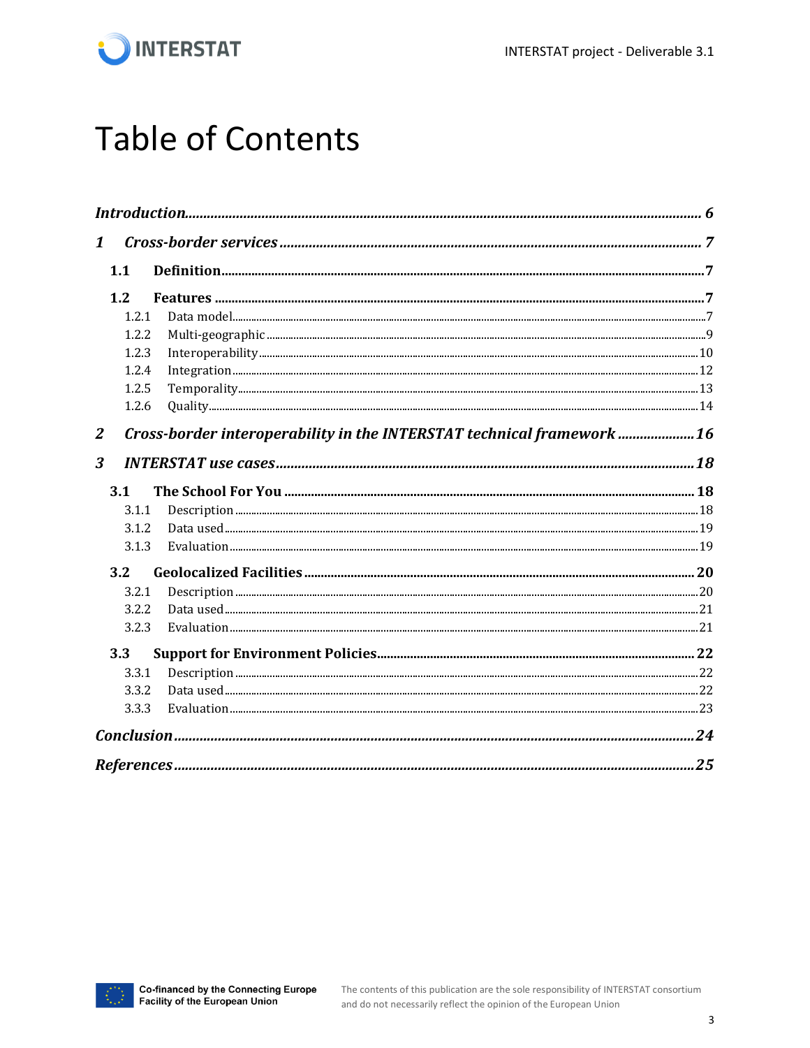# Table of Contents

*Introduction* ... 6

*1 Cross-border services* ... 7

- **1.1 Definition** ... 7
- **1.2 Features** ... 7
  - 1.2.1 Data model ... 7
  - 1.2.2 Multi-geographic ... 9
  - 1.2.3 Interoperability ... 10
  - 1.2.4 Integration ... 12
  - 1.2.5 Temporality ... 13
  - 1.2.6 Quality ... 14

*2 Cross-border interoperability in the INTERSTAT technical framework* ... 16

*3 INTERSTAT use cases* ... 18

- **3.1 The School For You** ... 18
  - 3.1.1 Description ... 18
  - 3.1.2 Data used ... 19
  - 3.1.3 Evaluation ... 19
- **3.2 Geolocalized Facilities** ... 20
  - 3.2.1 Description ... 20
  - 3.2.2 Data used ... 21
  - 3.2.3 Evaluation ... 21
- **3.3 Support for Environment Policies** ... 22
  - 3.3.1 Description ... 22
  - 3.3.2 Data used ... 22
  - 3.3.3 Evaluation ... 23

*Conclusion* ... 24

*References* ... 25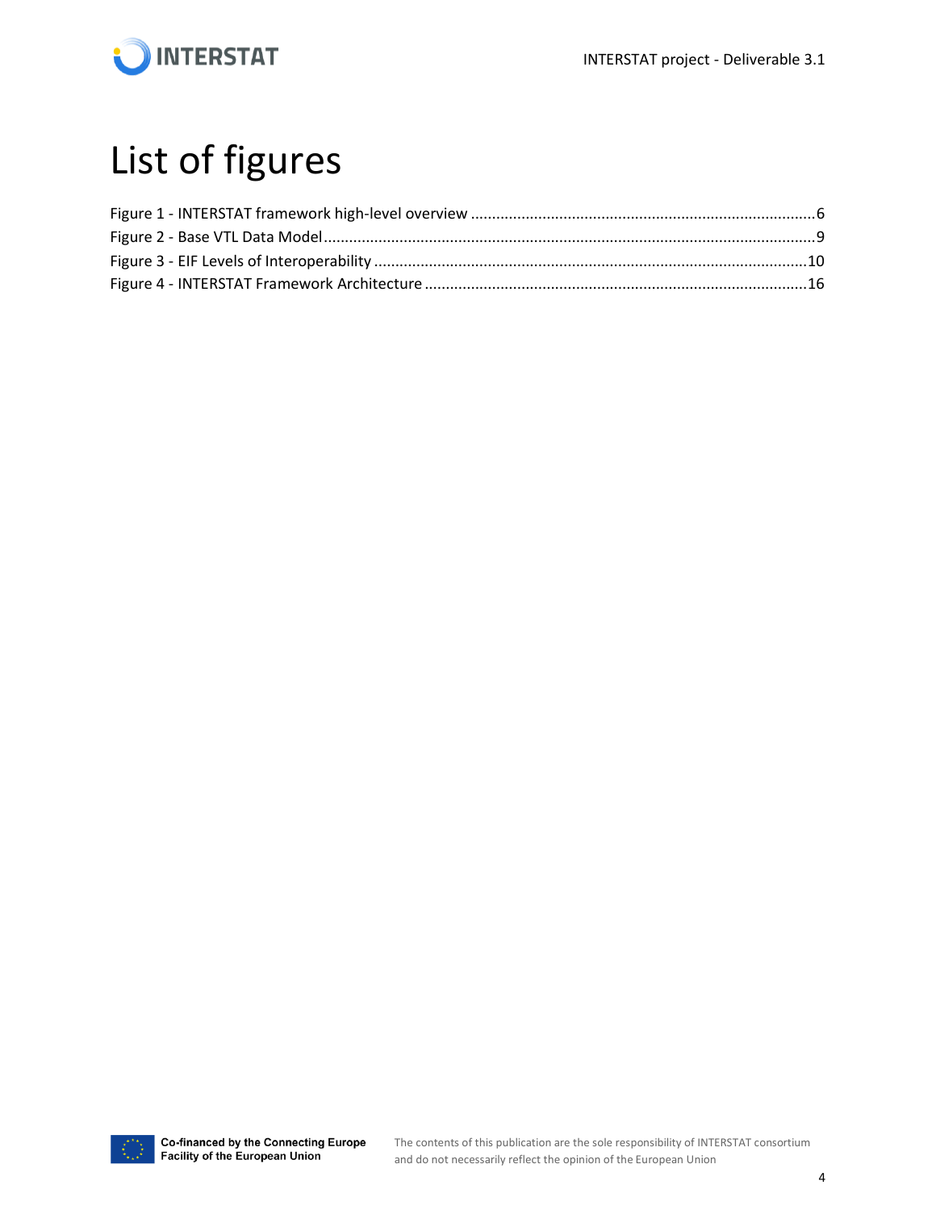# List of figures

Figure 1 - INTERSTAT framework high-level overview ........................................................................6
Figure 2 - Base VTL Data Model ..........................................................................................................9
Figure 3 - EIF Levels of Interoperability ............................................................................................10
Figure 4 - INTERSTAT Framework Architecture ................................................................................16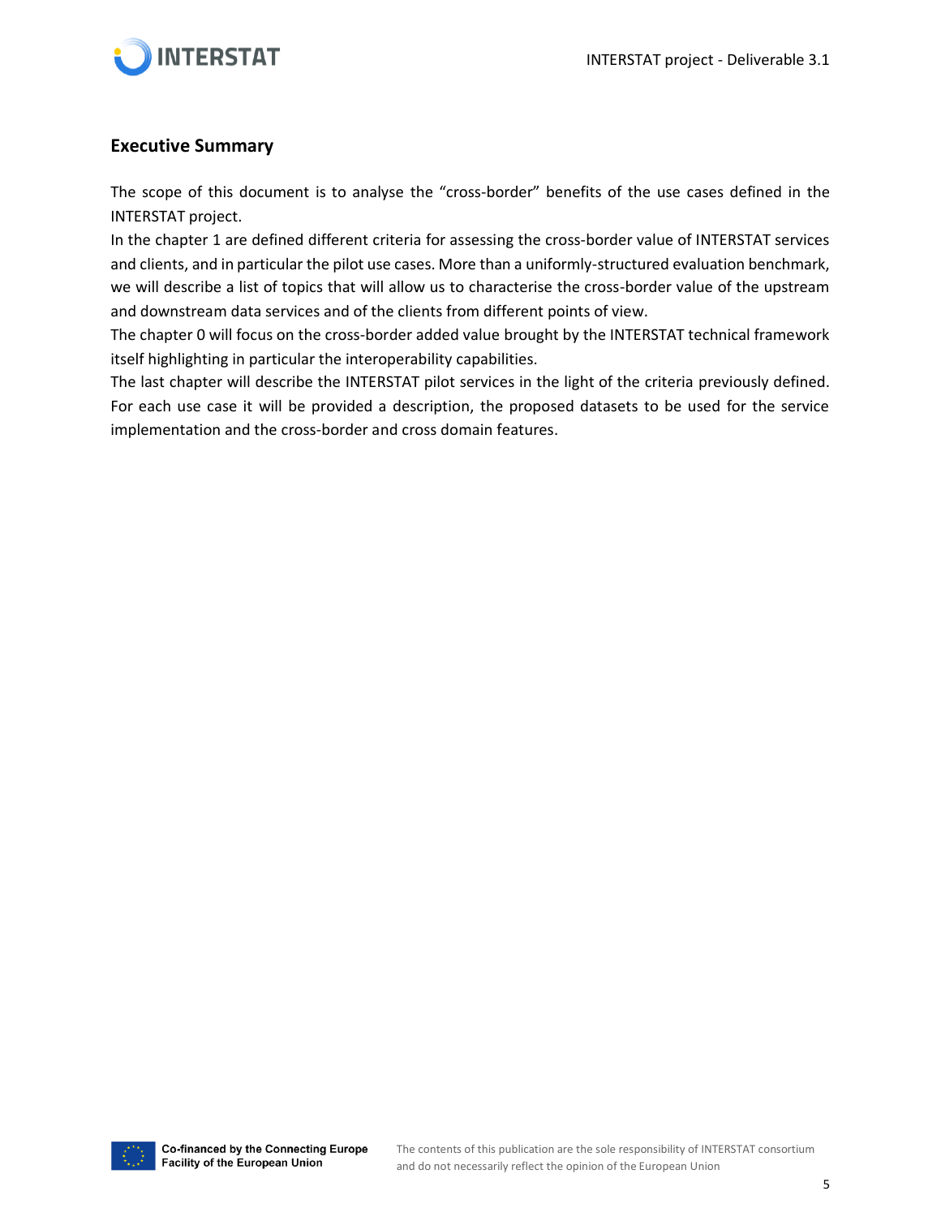## Executive Summary

The scope of this document is to analyse the "cross-border" benefits of the use cases defined in the INTERSTAT project.

In the chapter 1 are defined different criteria for assessing the cross-border value of INTERSTAT services and clients, and in particular the pilot use cases. More than a uniformly-structured evaluation benchmark, we will describe a list of topics that will allow us to characterise the cross-border value of the upstream and downstream data services and of the clients from different points of view.

The chapter 0 will focus on the cross-border added value brought by the INTERSTAT technical framework itself highlighting in particular the interoperability capabilities.

The last chapter will describe the INTERSTAT pilot services in the light of the criteria previously defined. For each use case it will be provided a description, the proposed datasets to be used for the service implementation and the cross-border and cross domain features.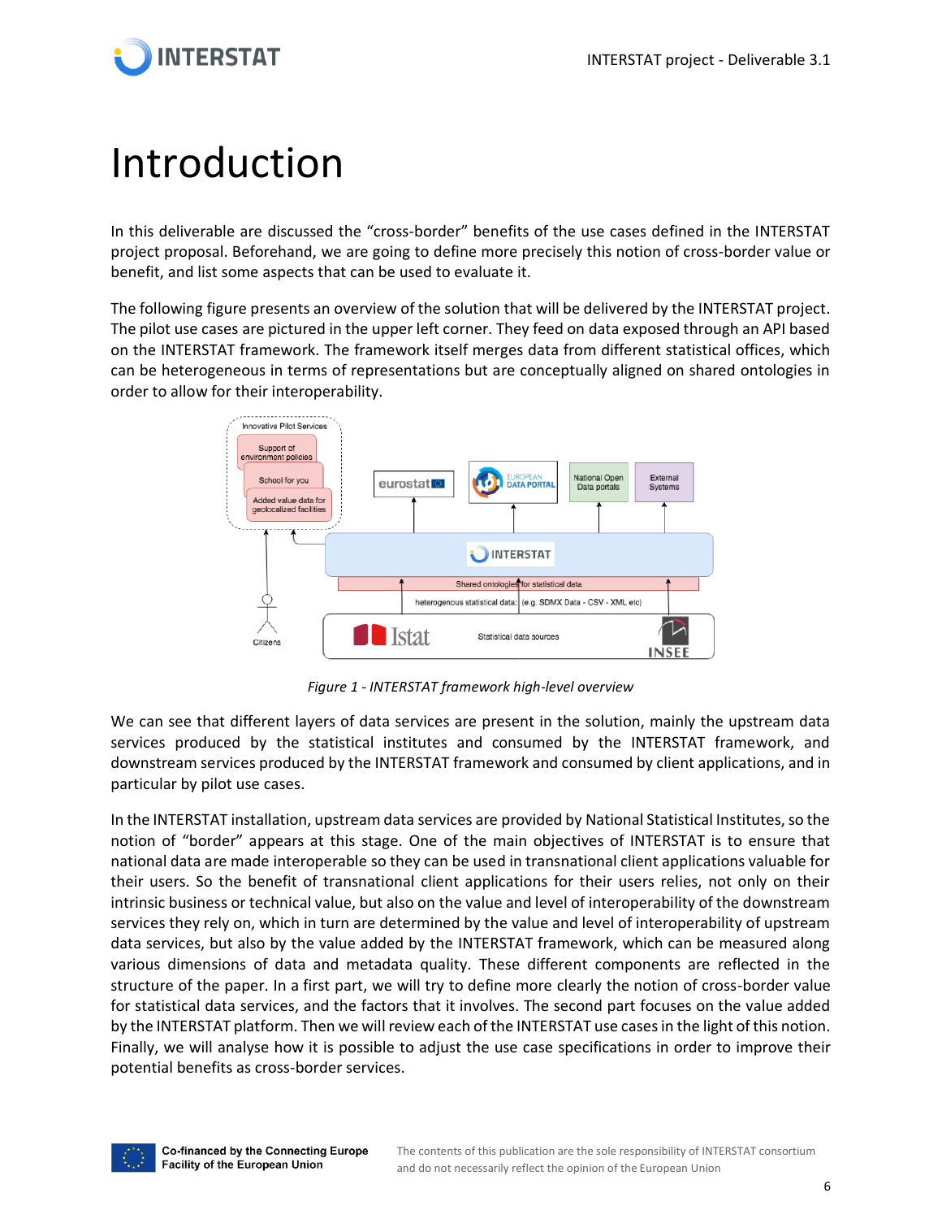# Introduction

In this deliverable are discussed the "cross-border" benefits of the use cases defined in the INTERSTAT project proposal. Beforehand, we are going to define more precisely this notion of cross-border value or benefit, and list some aspects that can be used to evaluate it.

The following figure presents an overview of the solution that will be delivered by the INTERSTAT project. The pilot use cases are pictured in the upper left corner. They feed on data exposed through an API based on the INTERSTAT framework. The framework itself merges data from different statistical offices, which can be heterogeneous in terms of representations but are conceptually aligned on shared ontologies in order to allow for their interoperability.

*Figure 1 - INTERSTAT framework high-level overview*

We can see that different layers of data services are present in the solution, mainly the upstream data services produced by the statistical institutes and consumed by the INTERSTAT framework, and downstream services produced by the INTERSTAT framework and consumed by client applications, and in particular by pilot use cases.

In the INTERSTAT installation, upstream data services are provided by National Statistical Institutes, so the notion of "border" appears at this stage. One of the main objectives of INTERSTAT is to ensure that national data are made interoperable so they can be used in transnational client applications valuable for their users. So the benefit of transnational client applications for their users relies, not only on their intrinsic business or technical value, but also on the value and level of interoperability of the downstream services they rely on, which in turn are determined by the value and level of interoperability of upstream data services, but also by the value added by the INTERSTAT framework, which can be measured along various dimensions of data and metadata quality. These different components are reflected in the structure of the paper. In a first part, we will try to define more clearly the notion of cross-border value for statistical data services, and the factors that it involves. The second part focuses on the value added by the INTERSTAT platform. Then we will review each of the INTERSTAT use cases in the light of this notion. Finally, we will analyse how it is possible to adjust the use case specifications in order to improve their potential benefits as cross-border services.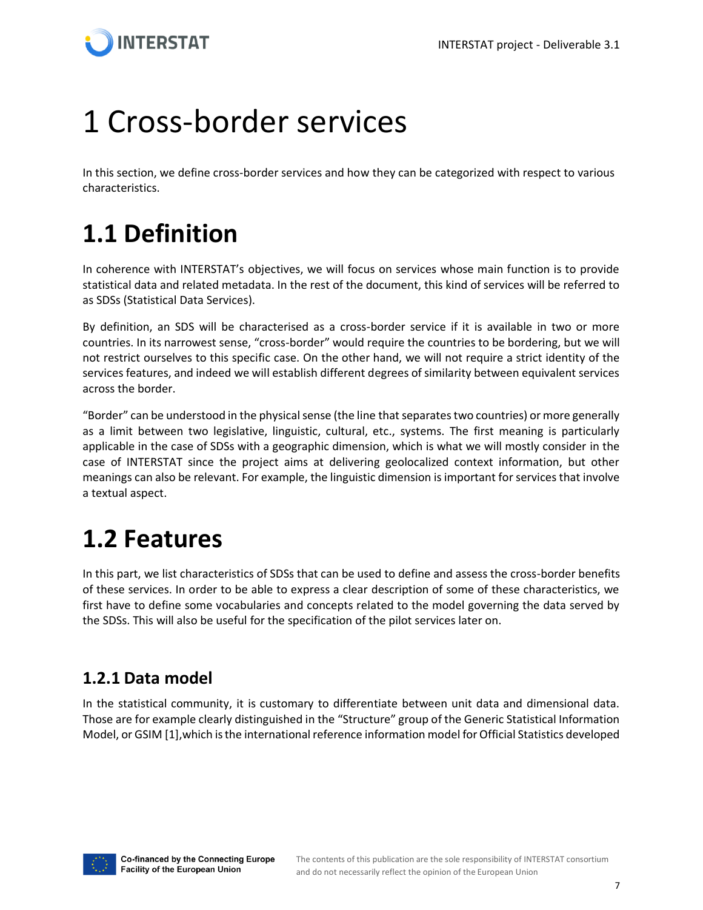# 1 Cross-border services

In this section, we define cross-border services and how they can be categorized with respect to various characteristics.

# 1.1 Definition

In coherence with INTERSTAT's objectives, we will focus on services whose main function is to provide statistical data and related metadata. In the rest of the document, this kind of services will be referred to as SDSs (Statistical Data Services).

By definition, an SDS will be characterised as a cross-border service if it is available in two or more countries. In its narrowest sense, "cross-border" would require the countries to be bordering, but we will not restrict ourselves to this specific case. On the other hand, we will not require a strict identity of the services features, and indeed we will establish different degrees of similarity between equivalent services across the border.

"Border" can be understood in the physical sense (the line that separates two countries) or more generally as a limit between two legislative, linguistic, cultural, etc., systems. The first meaning is particularly applicable in the case of SDSs with a geographic dimension, which is what we will mostly consider in the case of INTERSTAT since the project aims at delivering geolocalized context information, but other meanings can also be relevant. For example, the linguistic dimension is important for services that involve a textual aspect.

# 1.2 Features

In this part, we list characteristics of SDSs that can be used to define and assess the cross-border benefits of these services. In order to be able to express a clear description of some of these characteristics, we first have to define some vocabularies and concepts related to the model governing the data served by the SDSs. This will also be useful for the specification of the pilot services later on.

## 1.2.1 Data model

In the statistical community, it is customary to differentiate between unit data and dimensional data. Those are for example clearly distinguished in the "Structure" group of the Generic Statistical Information Model, or GSIM [1],which is the international reference information model for Official Statistics developed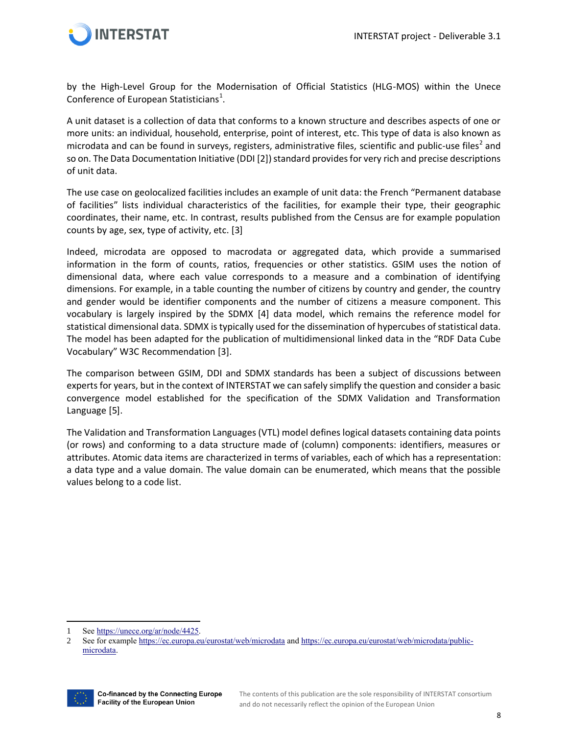by the High-Level Group for the Modernisation of Official Statistics (HLG-MOS) within the Unece Conference of European Statisticians[1].

A unit dataset is a collection of data that conforms to a known structure and describes aspects of one or more units: an individual, household, enterprise, point of interest, etc. This type of data is also known as microdata and can be found in surveys, registers, administrative files, scientific and public-use files[2] and so on. The Data Documentation Initiative (DDI [2]) standard provides for very rich and precise descriptions of unit data.

The use case on geolocalized facilities includes an example of unit data: the French "Permanent database of facilities" lists individual characteristics of the facilities, for example their type, their geographic coordinates, their name, etc. In contrast, results published from the Census are for example population counts by age, sex, type of activity, etc. [3]

Indeed, microdata are opposed to macrodata or aggregated data, which provide a summarised information in the form of counts, ratios, frequencies or other statistics. GSIM uses the notion of dimensional data, where each value corresponds to a measure and a combination of identifying dimensions. For example, in a table counting the number of citizens by country and gender, the country and gender would be identifier components and the number of citizens a measure component. This vocabulary is largely inspired by the SDMX [4] data model, which remains the reference model for statistical dimensional data. SDMX is typically used for the dissemination of hypercubes of statistical data. The model has been adapted for the publication of multidimensional linked data in the "RDF Data Cube Vocabulary" W3C Recommendation [3].

The comparison between GSIM, DDI and SDMX standards has been a subject of discussions between experts for years, but in the context of INTERSTAT we can safely simplify the question and consider a basic convergence model established for the specification of the SDMX Validation and Transformation Language [5].

The Validation and Transformation Languages (VTL) model defines logical datasets containing data points (or rows) and conforming to a data structure made of (column) components: identifiers, measures or attributes. Atomic data items are characterized in terms of variables, each of which has a representation: a data type and a value domain. The value domain can be enumerated, which means that the possible values belong to a code list.

---

1 See https://unece.org/ar/node/4425.

2 See for example https://ec.europa.eu/eurostat/web/microdata and https://ec.europa.eu/eurostat/web/microdata/public-microdata.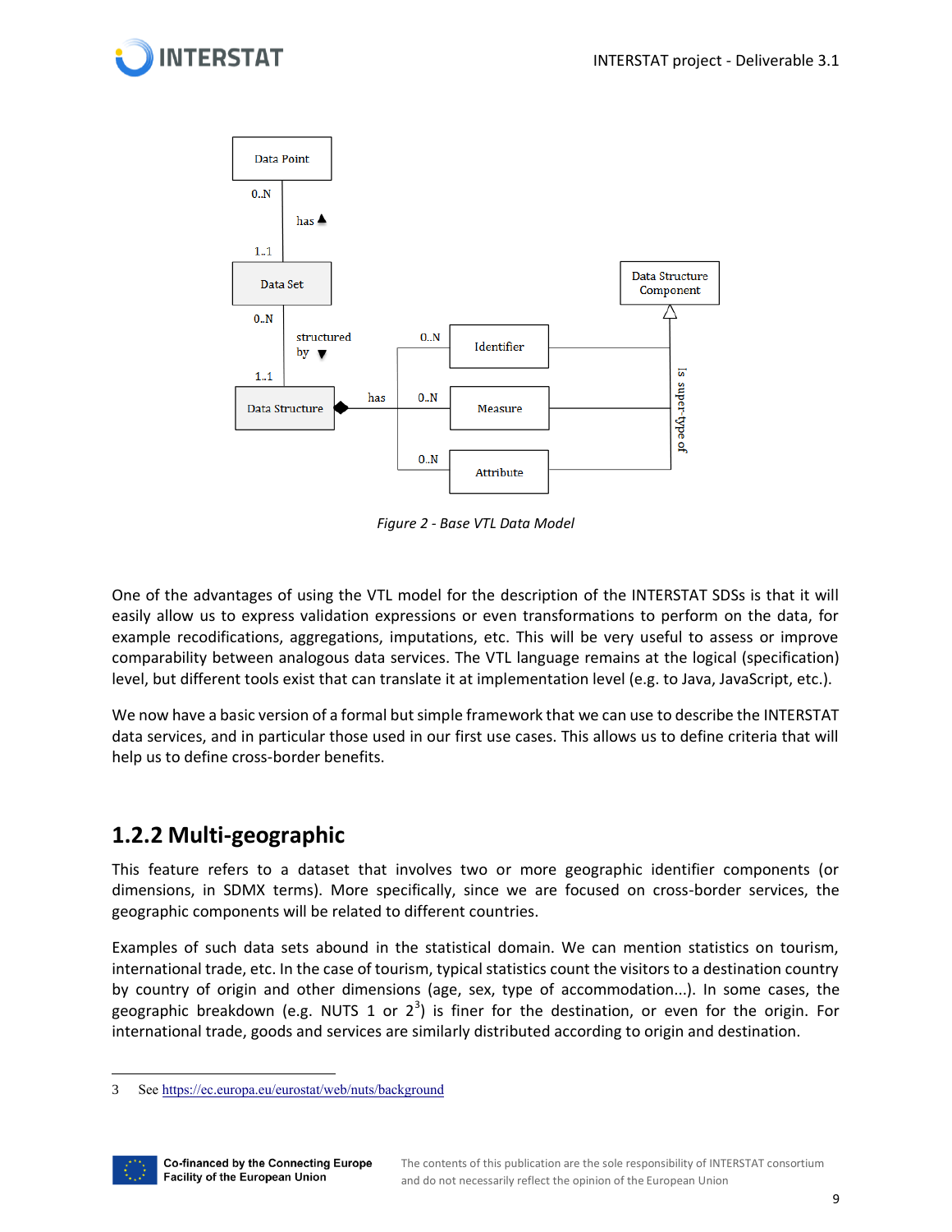Figure 2 - Base VTL Data Model

One of the advantages of using the VTL model for the description of the INTERSTAT SDSs is that it will easily allow us to express validation expressions or even transformations to perform on the data, for example recodifications, aggregations, imputations, etc. This will be very useful to assess or improve comparability between analogous data services. The VTL language remains at the logical (specification) level, but different tools exist that can translate it at implementation level (e.g. to Java, JavaScript, etc.).

We now have a basic version of a formal but simple framework that we can use to describe the INTERSTAT data services, and in particular those used in our first use cases. This allows us to define criteria that will help us to define cross-border benefits.

## 1.2.2 Multi-geographic

This feature refers to a dataset that involves two or more geographic identifier components (or dimensions, in SDMX terms). More specifically, since we are focused on cross-border services, the geographic components will be related to different countries.

Examples of such data sets abound in the statistical domain. We can mention statistics on tourism, international trade, etc. In the case of tourism, typical statistics count the visitors to a destination country by country of origin and other dimensions (age, sex, type of accommodation...). In some cases, the geographic breakdown (e.g. NUTS 1 or 2[3]) is finer for the destination, or even for the origin. For international trade, goods and services are similarly distributed according to origin and destination.

3 See https://ec.europa.eu/eurostat/web/nuts/background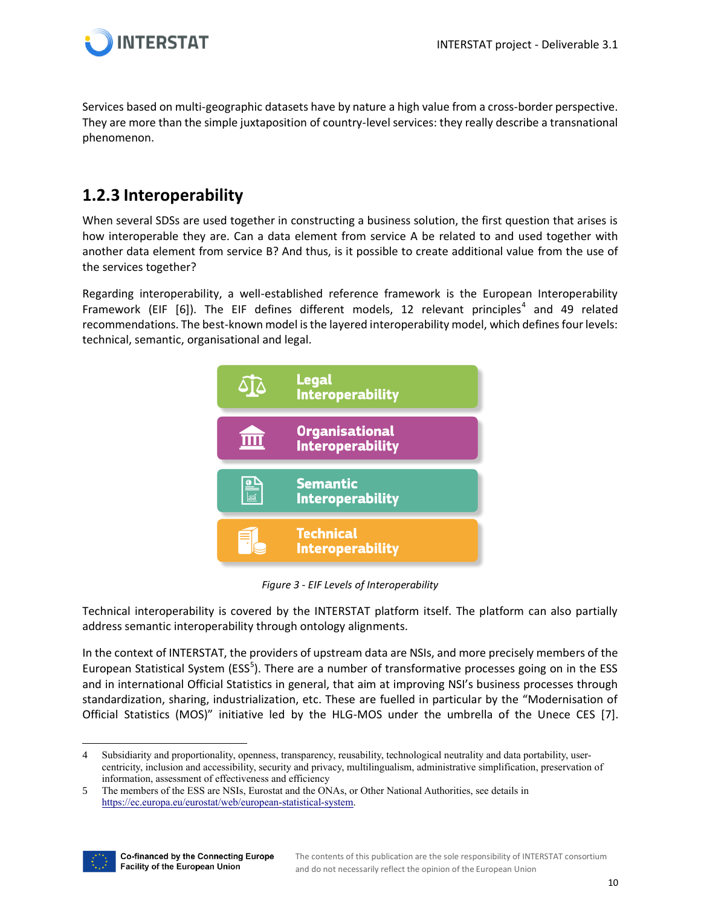Services based on multi-geographic datasets have by nature a high value from a cross-border perspective. They are more than the simple juxtaposition of country-level services: they really describe a transnational phenomenon.

### 1.2.3 Interoperability

When several SDSs are used together in constructing a business solution, the first question that arises is how interoperable they are. Can a data element from service A be related to and used together with another data element from service B? And thus, is it possible to create additional value from the use of the services together?

Regarding interoperability, a well-established reference framework is the European Interoperability Framework (EIF [6]). The EIF defines different models, 12 relevant principles[4] and 49 related recommendations. The best-known model is the layered interoperability model, which defines four levels: technical, semantic, organisational and legal.

**Legal Interoperability**

**Organisational Interoperability**

**Semantic Interoperability**

**Technical Interoperability**

*Figure 3 - EIF Levels of Interoperability*

Technical interoperability is covered by the INTERSTAT platform itself. The platform can also partially address semantic interoperability through ontology alignments.

In the context of INTERSTAT, the providers of upstream data are NSIs, and more precisely members of the European Statistical System (ESS[5]). There are a number of transformative processes going on in the ESS and in international Official Statistics in general, that aim at improving NSI's business processes through standardization, sharing, industrialization, etc. These are fuelled in particular by the "Modernisation of Official Statistics (MOS)" initiative led by the HLG-MOS under the umbrella of the Unece CES [7].

---

4 Subsidiarity and proportionality, openness, transparency, reusability, technological neutrality and data portability, user-centricity, inclusion and accessibility, security and privacy, multilingualism, administrative simplification, preservation of information, assessment of effectiveness and efficiency

5 The members of the ESS are NSIs, Eurostat and the ONAs, or Other National Authorities, see details in https://ec.europa.eu/eurostat/web/european-statistical-system.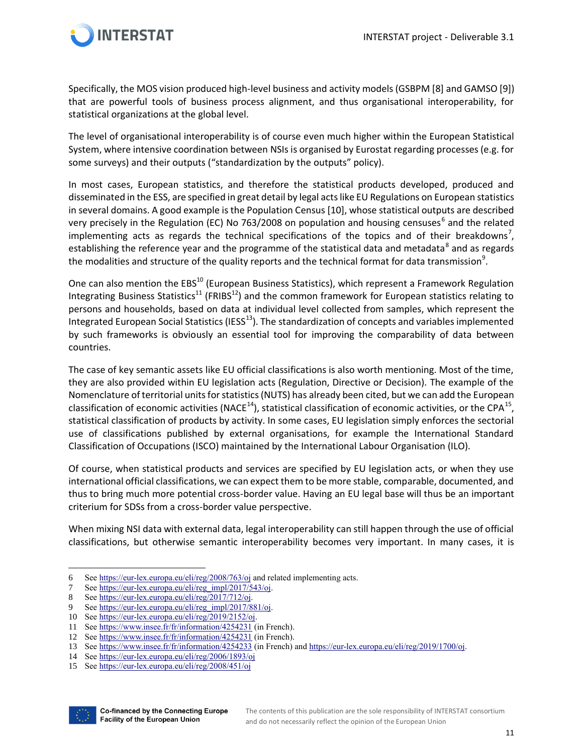Specifically, the MOS vision produced high-level business and activity models (GSBPM [8] and GAMSO [9]) that are powerful tools of business process alignment, and thus organisational interoperability, for statistical organizations at the global level.

The level of organisational interoperability is of course even much higher within the European Statistical System, where intensive coordination between NSIs is organised by Eurostat regarding processes (e.g. for some surveys) and their outputs ("standardization by the outputs" policy).

In most cases, European statistics, and therefore the statistical products developed, produced and disseminated in the ESS, are specified in great detail by legal acts like EU Regulations on European statistics in several domains. A good example is the Population Census [10], whose statistical outputs are described very precisely in the Regulation (EC) No 763/2008 on population and housing censuses[6] and the related implementing acts as regards the technical specifications of the topics and of their breakdowns[7], establishing the reference year and the programme of the statistical data and metadata[8] and as regards the modalities and structure of the quality reports and the technical format for data transmission[9].

One can also mention the EBS[10] (European Business Statistics), which represent a Framework Regulation Integrating Business Statistics[11] (FRIBS[12]) and the common framework for European statistics relating to persons and households, based on data at individual level collected from samples, which represent the Integrated European Social Statistics (IESS[13]). The standardization of concepts and variables implemented by such frameworks is obviously an essential tool for improving the comparability of data between countries.

The case of key semantic assets like EU official classifications is also worth mentioning. Most of the time, they are also provided within EU legislation acts (Regulation, Directive or Decision). The example of the Nomenclature of territorial units for statistics (NUTS) has already been cited, but we can add the European classification of economic activities (NACE[14]), statistical classification of economic activities, or the CPA[15], statistical classification of products by activity. In some cases, EU legislation simply enforces the sectorial use of classifications published by external organisations, for example the International Standard Classification of Occupations (ISCO) maintained by the International Labour Organisation (ILO).

Of course, when statistical products and services are specified by EU legislation acts, or when they use international official classifications, we can expect them to be more stable, comparable, documented, and thus to bring much more potential cross-border value. Having an EU legal base will thus be an important criterium for SDSs from a cross-border value perspective.

When mixing NSI data with external data, legal interoperability can still happen through the use of official classifications, but otherwise semantic interoperability becomes very important. In many cases, it is

---

6 See https://eur-lex.europa.eu/eli/reg/2008/763/oj and related implementing acts.
7 See https://eur-lex.europa.eu/eli/reg_impl/2017/543/oj.
8 See https://eur-lex.europa.eu/eli/reg/2017/712/oj.
9 See https://eur-lex.europa.eu/eli/reg_impl/2017/881/oj.
10 See https://eur-lex.europa.eu/eli/reg/2019/2152/oj.
11 See https://www.insee.fr/fr/information/4254231 (in French).
12 See https://www.insee.fr/fr/information/4254231 (in French).
13 See https://www.insee.fr/fr/information/4254233 (in French) and https://eur-lex.europa.eu/eli/reg/2019/1700/oj.
14 See https://eur-lex.europa.eu/eli/reg/2006/1893/oj
15 See https://eur-lex.europa.eu/eli/reg/2008/451/oj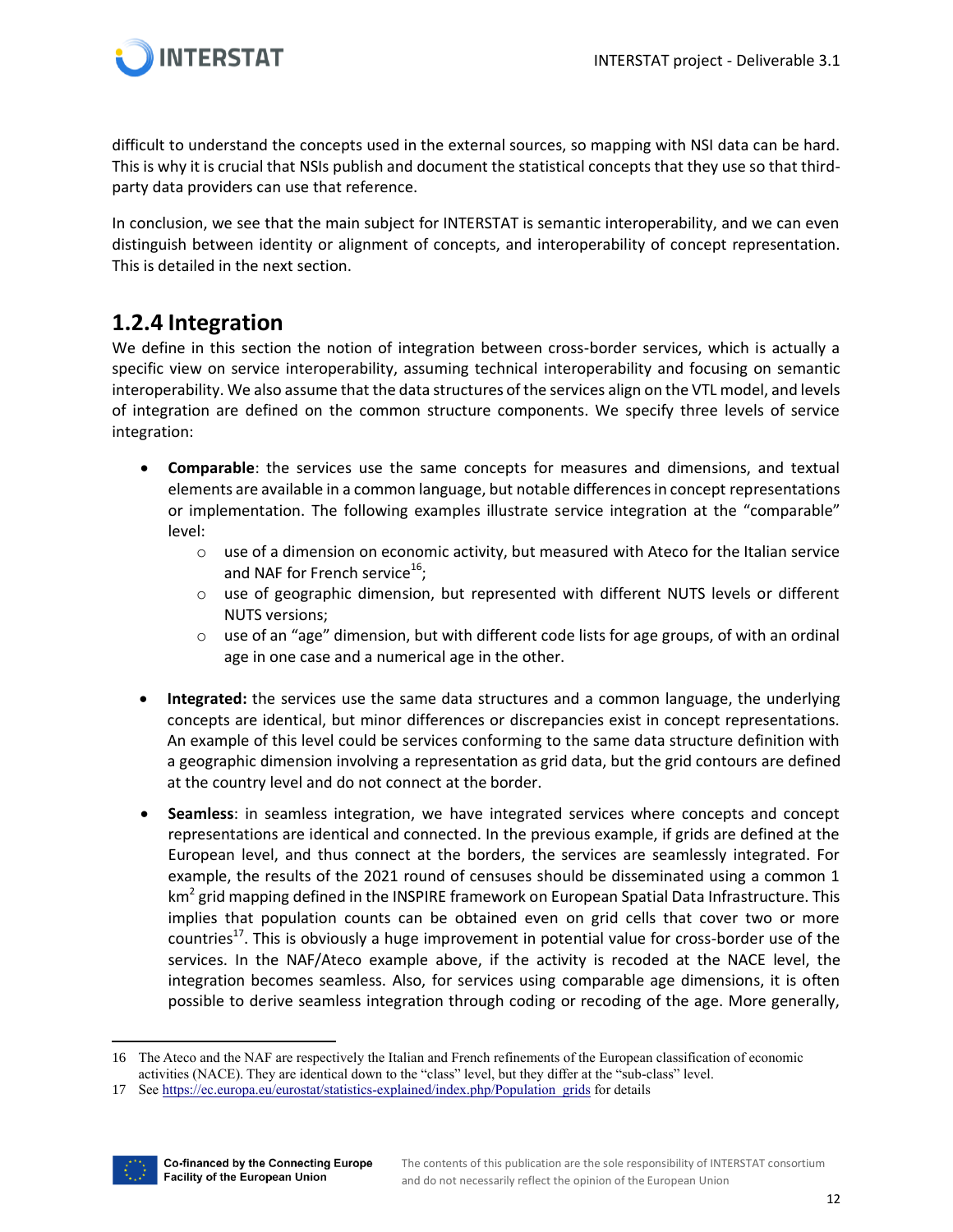difficult to understand the concepts used in the external sources, so mapping with NSI data can be hard. This is why it is crucial that NSIs publish and document the statistical concepts that they use so that third-party data providers can use that reference.

In conclusion, we see that the main subject for INTERSTAT is semantic interoperability, and we can even distinguish between identity or alignment of concepts, and interoperability of concept representation. This is detailed in the next section.

### 1.2.4 Integration

We define in this section the notion of integration between cross-border services, which is actually a specific view on service interoperability, assuming technical interoperability and focusing on semantic interoperability. We also assume that the data structures of the services align on the VTL model, and levels of integration are defined on the common structure components. We specify three levels of service integration:

- **Comparable**: the services use the same concepts for measures and dimensions, and textual elements are available in a common language, but notable differences in concept representations or implementation. The following examples illustrate service integration at the "comparable" level:
  - use of a dimension on economic activity, but measured with Ateco for the Italian service and NAF for French service[16];
  - use of geographic dimension, but represented with different NUTS levels or different NUTS versions;
  - use of an "age" dimension, but with different code lists for age groups, of with an ordinal age in one case and a numerical age in the other.

- **Integrated:** the services use the same data structures and a common language, the underlying concepts are identical, but minor differences or discrepancies exist in concept representations. An example of this level could be services conforming to the same data structure definition with a geographic dimension involving a representation as grid data, but the grid contours are defined at the country level and do not connect at the border.

- **Seamless**: in seamless integration, we have integrated services where concepts and concept representations are identical and connected. In the previous example, if grids are defined at the European level, and thus connect at the borders, the services are seamlessly integrated. For example, the results of the 2021 round of censuses should be disseminated using a common 1 km$^2$ grid mapping defined in the INSPIRE framework on European Spatial Data Infrastructure. This implies that population counts can be obtained even on grid cells that cover two or more countries[17]. This is obviously a huge improvement in potential value for cross-border use of the services. In the NAF/Ateco example above, if the activity is recoded at the NACE level, the integration becomes seamless. Also, for services using comparable age dimensions, it is often possible to derive seamless integration through coding or recoding of the age. More generally,

---

16 The Ateco and the NAF are respectively the Italian and French refinements of the European classification of economic activities (NACE). They are identical down to the "class" level, but they differ at the "sub-class" level.

17 See https://ec.europa.eu/eurostat/statistics-explained/index.php/Population_grids for details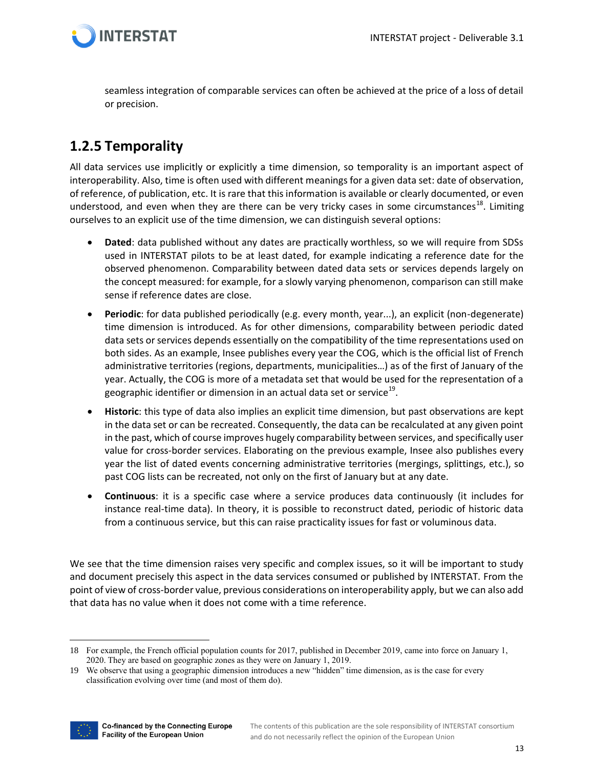seamless integration of comparable services can often be achieved at the price of a loss of detail or precision.

## 1.2.5 Temporality

All data services use implicitly or explicitly a time dimension, so temporality is an important aspect of interoperability. Also, time is often used with different meanings for a given data set: date of observation, of reference, of publication, etc. It is rare that this information is available or clearly documented, or even understood, and even when they are there can be very tricky cases in some circumstances[18]. Limiting ourselves to an explicit use of the time dimension, we can distinguish several options:

- **Dated**: data published without any dates are practically worthless, so we will require from SDSs used in INTERSTAT pilots to be at least dated, for example indicating a reference date for the observed phenomenon. Comparability between dated data sets or services depends largely on the concept measured: for example, for a slowly varying phenomenon, comparison can still make sense if reference dates are close.
- **Periodic**: for data published periodically (e.g. every month, year...), an explicit (non-degenerate) time dimension is introduced. As for other dimensions, comparability between periodic dated data sets or services depends essentially on the compatibility of the time representations used on both sides. As an example, Insee publishes every year the COG, which is the official list of French administrative territories (regions, departments, municipalities…) as of the first of January of the year. Actually, the COG is more of a metadata set that would be used for the representation of a geographic identifier or dimension in an actual data set or service[19].
- **Historic**: this type of data also implies an explicit time dimension, but past observations are kept in the data set or can be recreated. Consequently, the data can be recalculated at any given point in the past, which of course improves hugely comparability between services, and specifically user value for cross-border services. Elaborating on the previous example, Insee also publishes every year the list of dated events concerning administrative territories (mergings, splittings, etc.), so past COG lists can be recreated, not only on the first of January but at any date.
- **Continuous**: it is a specific case where a service produces data continuously (it includes for instance real-time data). In theory, it is possible to reconstruct dated, periodic of historic data from a continuous service, but this can raise practicality issues for fast or voluminous data.

We see that the time dimension raises very specific and complex issues, so it will be important to study and document precisely this aspect in the data services consumed or published by INTERSTAT. From the point of view of cross-border value, previous considerations on interoperability apply, but we can also add that data has no value when it does not come with a time reference.

---

18 For example, the French official population counts for 2017, published in December 2019, came into force on January 1, 2020. They are based on geographic zones as they were on January 1, 2019.

19 We observe that using a geographic dimension introduces a new "hidden" time dimension, as is the case for every classification evolving over time (and most of them do).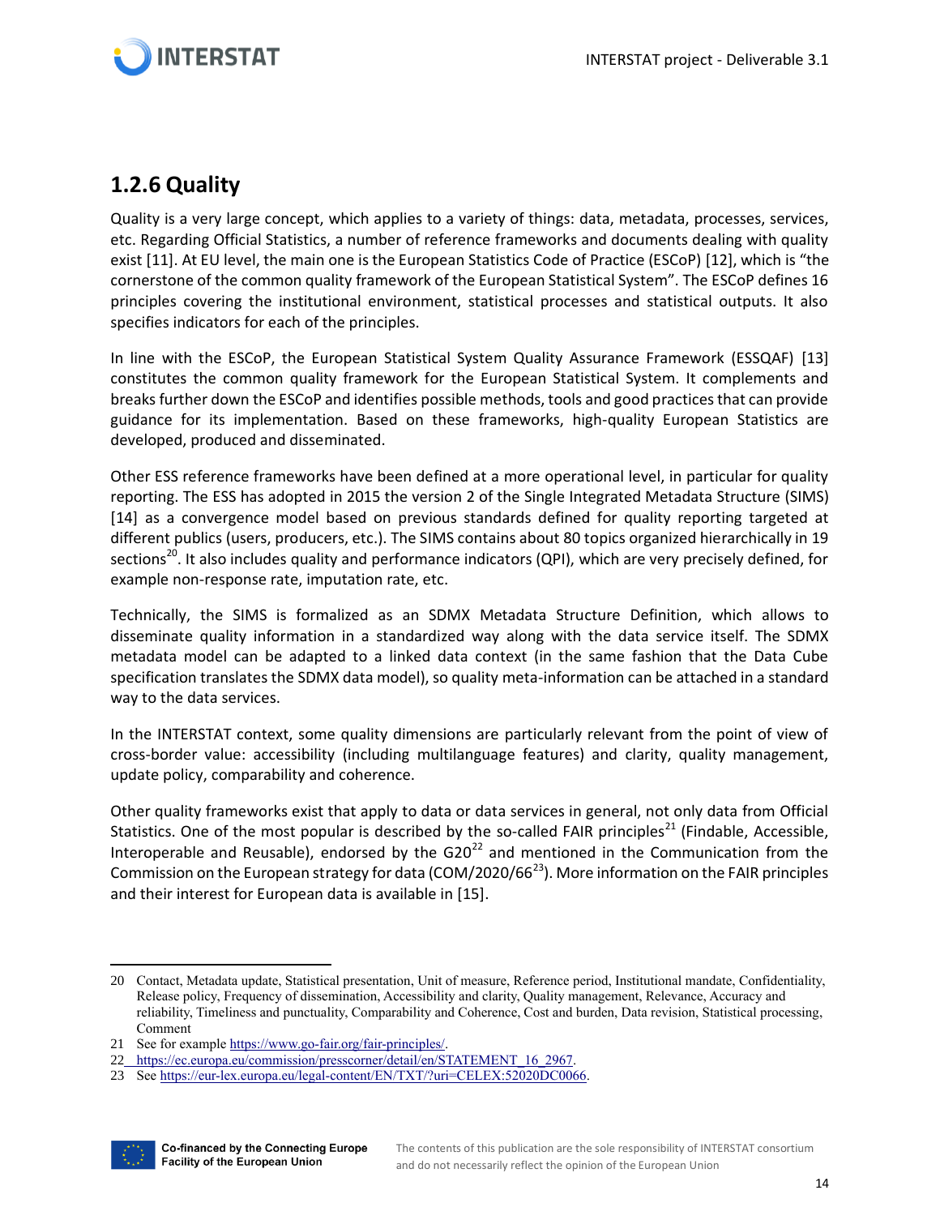### 1.2.6 Quality

Quality is a very large concept, which applies to a variety of things: data, metadata, processes, services, etc. Regarding Official Statistics, a number of reference frameworks and documents dealing with quality exist [11]. At EU level, the main one is the European Statistics Code of Practice (ESCoP) [12], which is "the cornerstone of the common quality framework of the European Statistical System". The ESCoP defines 16 principles covering the institutional environment, statistical processes and statistical outputs. It also specifies indicators for each of the principles.

In line with the ESCoP, the European Statistical System Quality Assurance Framework (ESSQAF) [13] constitutes the common quality framework for the European Statistical System. It complements and breaks further down the ESCoP and identifies possible methods, tools and good practices that can provide guidance for its implementation. Based on these frameworks, high-quality European Statistics are developed, produced and disseminated.

Other ESS reference frameworks have been defined at a more operational level, in particular for quality reporting. The ESS has adopted in 2015 the version 2 of the Single Integrated Metadata Structure (SIMS) [14] as a convergence model based on previous standards defined for quality reporting targeted at different publics (users, producers, etc.). The SIMS contains about 80 topics organized hierarchically in 19 sections[20]. It also includes quality and performance indicators (QPI), which are very precisely defined, for example non-response rate, imputation rate, etc.

Technically, the SIMS is formalized as an SDMX Metadata Structure Definition, which allows to disseminate quality information in a standardized way along with the data service itself. The SDMX metadata model can be adapted to a linked data context (in the same fashion that the Data Cube specification translates the SDMX data model), so quality meta-information can be attached in a standard way to the data services.

In the INTERSTAT context, some quality dimensions are particularly relevant from the point of view of cross-border value: accessibility (including multilanguage features) and clarity, quality management, update policy, comparability and coherence.

Other quality frameworks exist that apply to data or data services in general, not only data from Official Statistics. One of the most popular is described by the so-called FAIR principles[21] (Findable, Accessible, Interoperable and Reusable), endorsed by the G20[22] and mentioned in the Communication from the Commission on the European strategy for data (COM/2020/66[23]). More information on the FAIR principles and their interest for European data is available in [15].

---

20 Contact, Metadata update, Statistical presentation, Unit of measure, Reference period, Institutional mandate, Confidentiality, Release policy, Frequency of dissemination, Accessibility and clarity, Quality management, Relevance, Accuracy and reliability, Timeliness and punctuality, Comparability and Coherence, Cost and burden, Data revision, Statistical processing, Comment

21 See for example https://www.go-fair.org/fair-principles/.

22 https://ec.europa.eu/commission/presscorner/detail/en/STATEMENT_16_2967.

23 See https://eur-lex.europa.eu/legal-content/EN/TXT/?uri=CELEX:52020DC0066.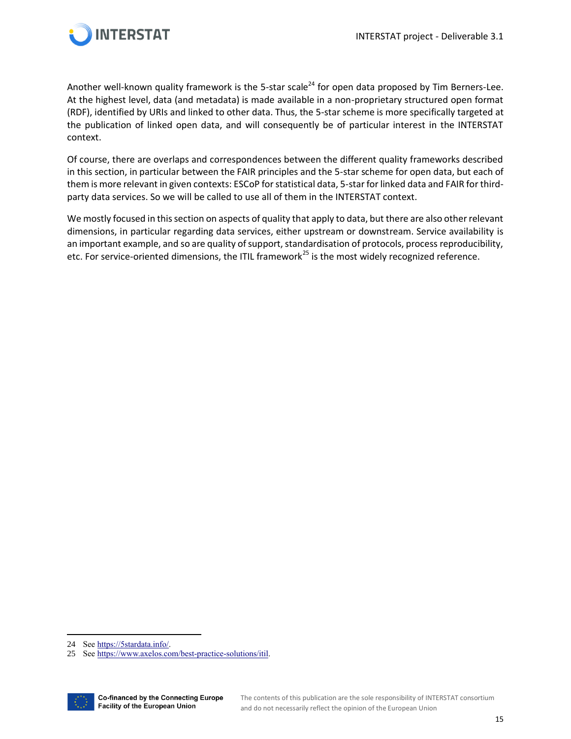Another well-known quality framework is the 5-star scale[24] for open data proposed by Tim Berners-Lee. At the highest level, data (and metadata) is made available in a non-proprietary structured open format (RDF), identified by URIs and linked to other data. Thus, the 5-star scheme is more specifically targeted at the publication of linked open data, and will consequently be of particular interest in the INTERSTAT context.

Of course, there are overlaps and correspondences between the different quality frameworks described in this section, in particular between the FAIR principles and the 5-star scheme for open data, but each of them is more relevant in given contexts: ESCoP for statistical data, 5-star for linked data and FAIR for third-party data services. So we will be called to use all of them in the INTERSTAT context.

We mostly focused in this section on aspects of quality that apply to data, but there are also other relevant dimensions, in particular regarding data services, either upstream or downstream. Service availability is an important example, and so are quality of support, standardisation of protocols, process reproducibility, etc. For service-oriented dimensions, the ITIL framework[25] is the most widely recognized reference.

---

24 See https://5stardata.info/.

25 See https://www.axelos.com/best-practice-solutions/itil.

Co-financed by the Connecting Europe Facility of the European Union

The contents of this publication are the sole responsibility of INTERSTAT consortium and do not necessarily reflect the opinion of the European Union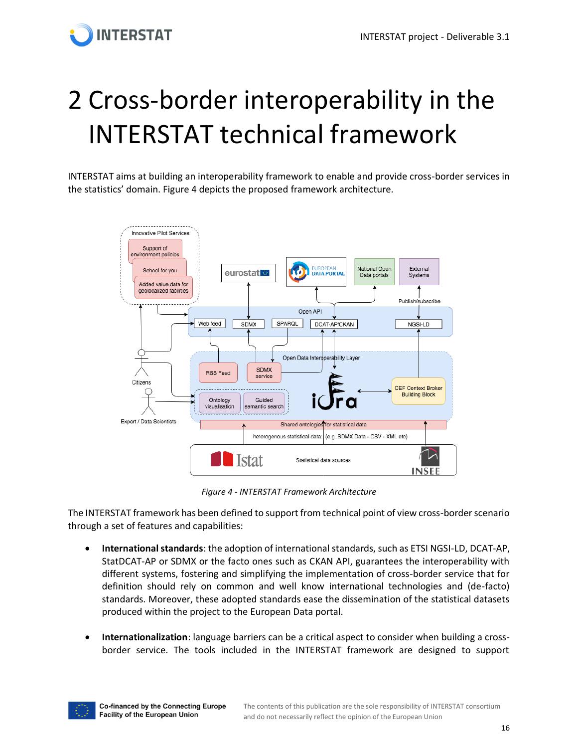# 2 Cross-border interoperability in the INTERSTAT technical framework

INTERSTAT aims at building an interoperability framework to enable and provide cross-border services in the statistics' domain. Figure 4 depicts the proposed framework architecture.

*Figure 4 - INTERSTAT Framework Architecture*

The INTERSTAT framework has been defined to support from technical point of view cross-border scenario through a set of features and capabilities:

- **International standards**: the adoption of international standards, such as ETSI NGSI-LD, DCAT-AP, StatDCAT-AP or SDMX or the facto ones such as CKAN API, guarantees the interoperability with different systems, fostering and simplifying the implementation of cross-border service that for definition should rely on common and well know international technologies and (de-facto) standards. Moreover, these adopted standards ease the dissemination of the statistical datasets produced within the project to the European Data portal.

- **Internationalization**: language barriers can be a critical aspect to consider when building a cross-border service. The tools included in the INTERSTAT framework are designed to support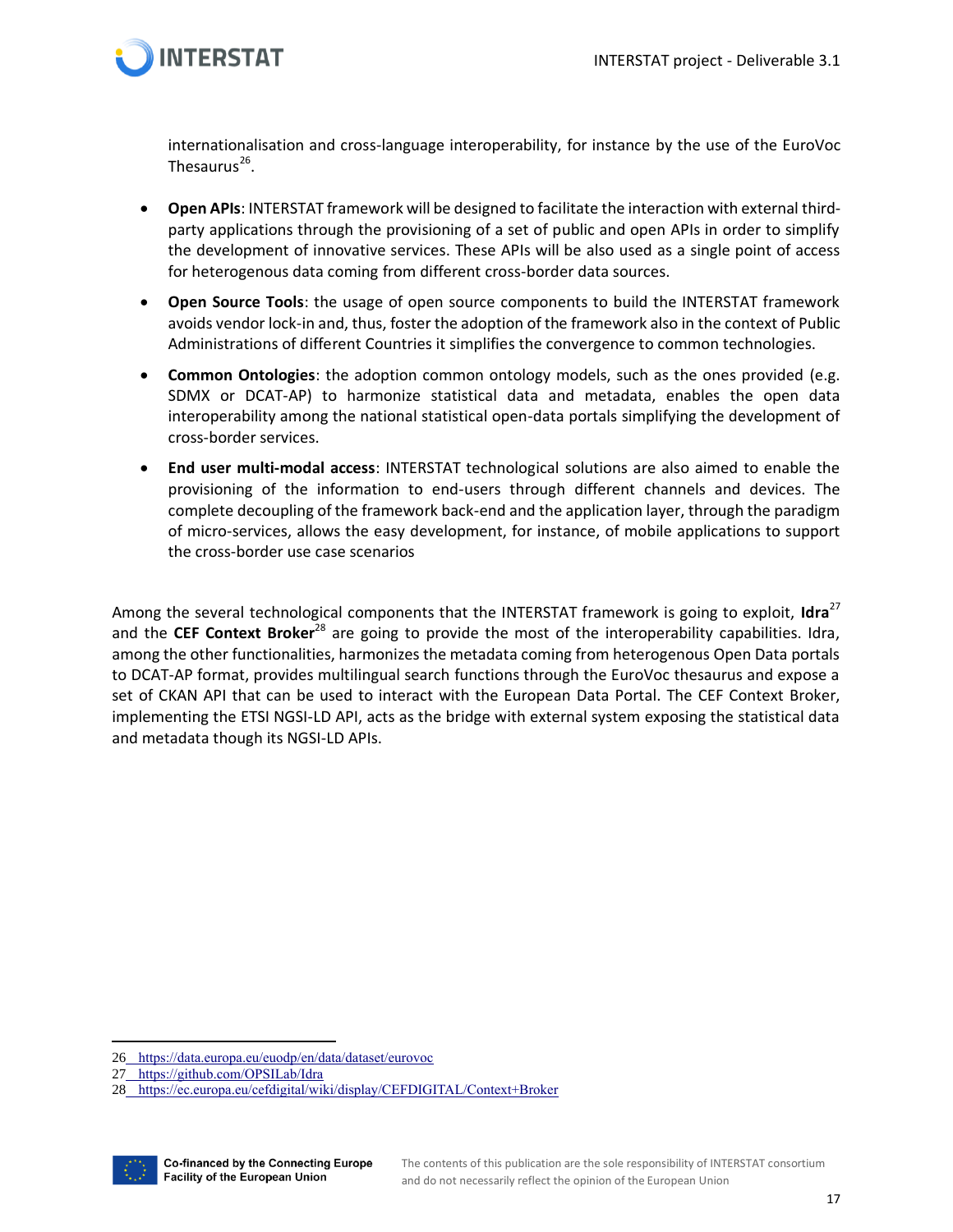internationalisation and cross-language interoperability, for instance by the use of the EuroVoc Thesaurus[26].

- **Open APIs**: INTERSTAT framework will be designed to facilitate the interaction with external third-party applications through the provisioning of a set of public and open APIs in order to simplify the development of innovative services. These APIs will be also used as a single point of access for heterogenous data coming from different cross-border data sources.
- **Open Source Tools**: the usage of open source components to build the INTERSTAT framework avoids vendor lock-in and, thus, foster the adoption of the framework also in the context of Public Administrations of different Countries it simplifies the convergence to common technologies.
- **Common Ontologies**: the adoption common ontology models, such as the ones provided (e.g. SDMX or DCAT-AP) to harmonize statistical data and metadata, enables the open data interoperability among the national statistical open-data portals simplifying the development of cross-border services.
- **End user multi-modal access**: INTERSTAT technological solutions are also aimed to enable the provisioning of the information to end-users through different channels and devices. The complete decoupling of the framework back-end and the application layer, through the paradigm of micro-services, allows the easy development, for instance, of mobile applications to support the cross-border use case scenarios

Among the several technological components that the INTERSTAT framework is going to exploit, **Idra**[27] and the **CEF Context Broker**[28] are going to provide the most of the interoperability capabilities. Idra, among the other functionalities, harmonizes the metadata coming from heterogenous Open Data portals to DCAT-AP format, provides multilingual search functions through the EuroVoc thesaurus and expose a set of CKAN API that can be used to interact with the European Data Portal. The CEF Context Broker, implementing the ETSI NGSI-LD API, acts as the bridge with external system exposing the statistical data and metadata though its NGSI-LD APIs.

---

26 https://data.europa.eu/euodp/en/data/dataset/eurovoc

27 https://github.com/OPSILab/Idra

28 https://ec.europa.eu/cefdigital/wiki/display/CEFDIGITAL/Context+Broker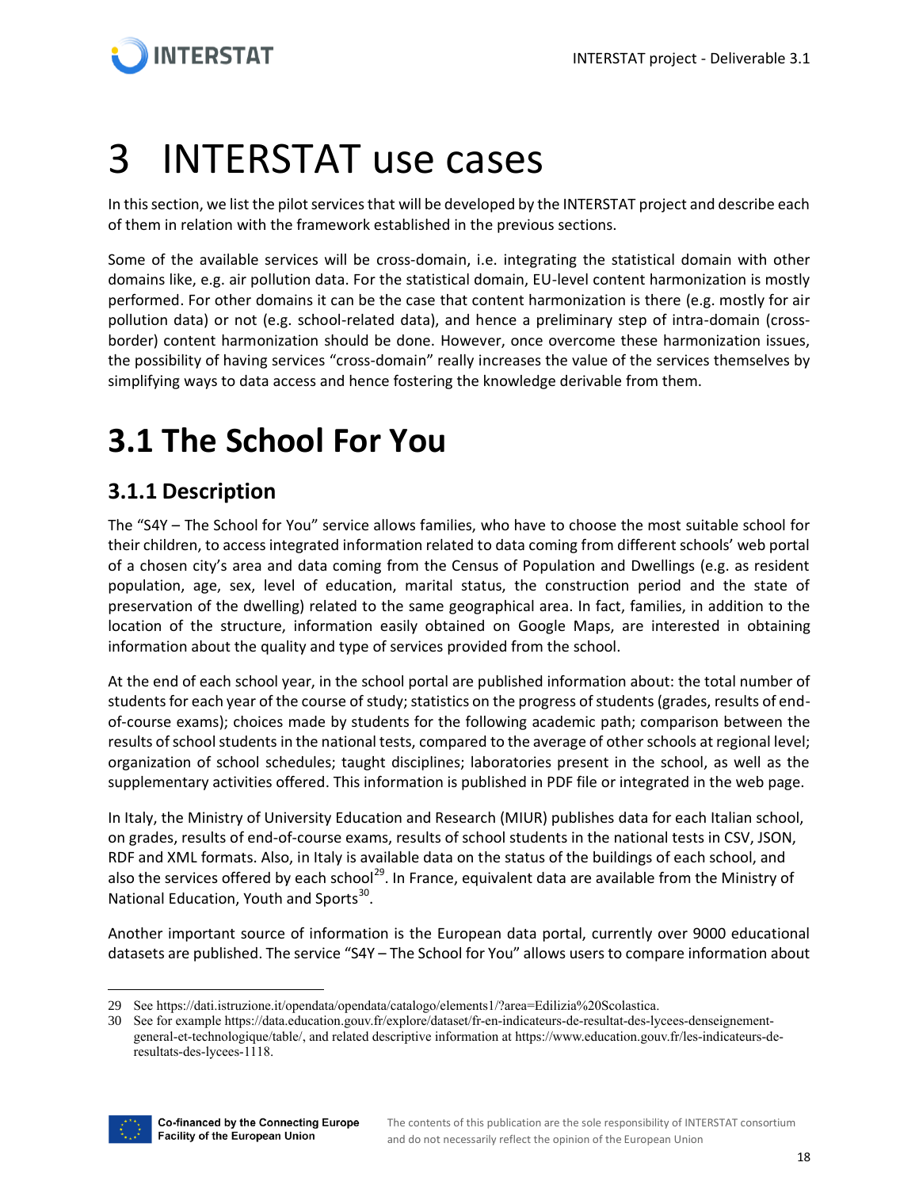# 3 INTERSTAT use cases

In this section, we list the pilot services that will be developed by the INTERSTAT project and describe each of them in relation with the framework established in the previous sections.

Some of the available services will be cross-domain, i.e. integrating the statistical domain with other domains like, e.g. air pollution data. For the statistical domain, EU-level content harmonization is mostly performed. For other domains it can be the case that content harmonization is there (e.g. mostly for air pollution data) or not (e.g. school-related data), and hence a preliminary step of intra-domain (cross-border) content harmonization should be done. However, once overcome these harmonization issues, the possibility of having services "cross-domain" really increases the value of the services themselves by simplifying ways to data access and hence fostering the knowledge derivable from them.

## 3.1 The School For You

### 3.1.1 Description

The "S4Y – The School for You" service allows families, who have to choose the most suitable school for their children, to access integrated information related to data coming from different schools' web portal of a chosen city's area and data coming from the Census of Population and Dwellings (e.g. as resident population, age, sex, level of education, marital status, the construction period and the state of preservation of the dwelling) related to the same geographical area. In fact, families, in addition to the location of the structure, information easily obtained on Google Maps, are interested in obtaining information about the quality and type of services provided from the school.

At the end of each school year, in the school portal are published information about: the total number of students for each year of the course of study; statistics on the progress of students (grades, results of end-of-course exams); choices made by students for the following academic path; comparison between the results of school students in the national tests, compared to the average of other schools at regional level; organization of school schedules; taught disciplines; laboratories present in the school, as well as the supplementary activities offered. This information is published in PDF file or integrated in the web page.

In Italy, the Ministry of University Education and Research (MIUR) publishes data for each Italian school, on grades, results of end-of-course exams, results of school students in the national tests in CSV, JSON, RDF and XML formats. Also, in Italy is available data on the status of the buildings of each school, and also the services offered by each school[29]. In France, equivalent data are available from the Ministry of National Education, Youth and Sports[30].

Another important source of information is the European data portal, currently over 9000 educational datasets are published. The service "S4Y – The School for You" allows users to compare information about

---

29 See https://dati.istruzione.it/opendata/opendata/catalogo/elements1/?area=Edilizia%20Scolastica.

30 See for example https://data.education.gouv.fr/explore/dataset/fr-en-indicateurs-de-resultat-des-lycees-denseignement-general-et-technologique/table/, and related descriptive information at https://www.education.gouv.fr/les-indicateurs-de-resultats-des-lycees-1118.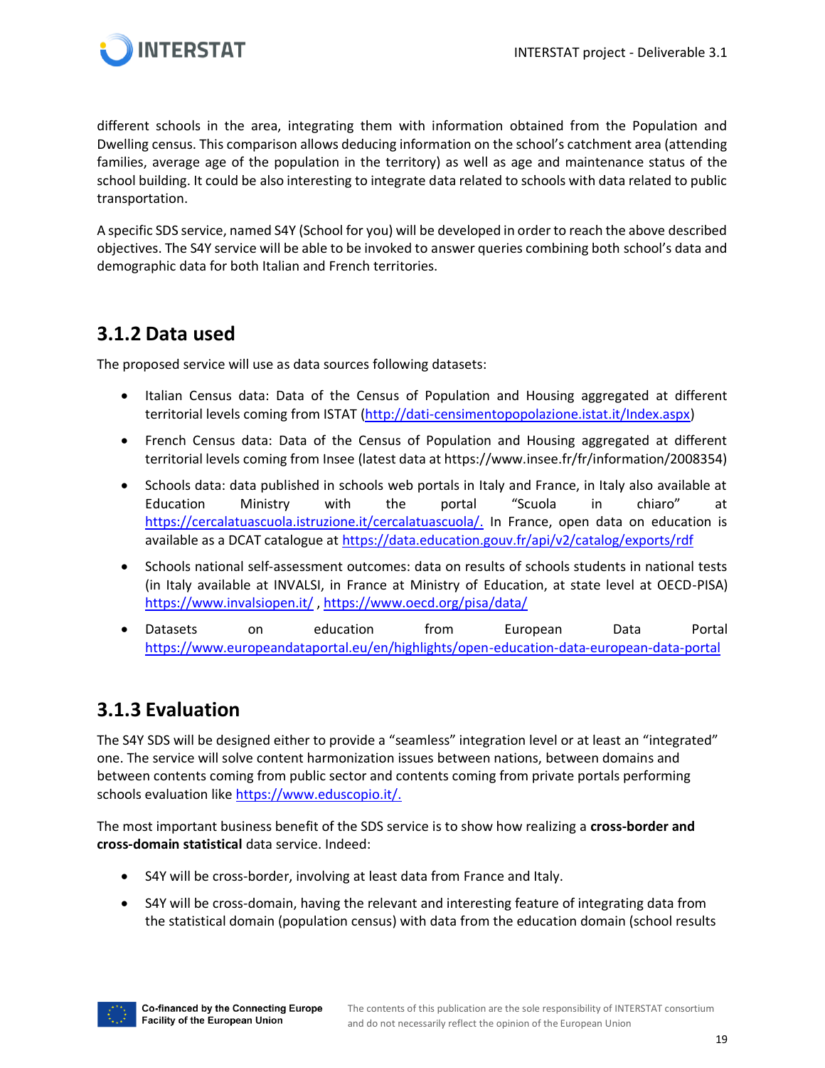different schools in the area, integrating them with information obtained from the Population and Dwelling census. This comparison allows deducing information on the school's catchment area (attending families, average age of the population in the territory) as well as age and maintenance status of the school building. It could be also interesting to integrate data related to schools with data related to public transportation.

A specific SDS service, named S4Y (School for you) will be developed in order to reach the above described objectives. The S4Y service will be able to be invoked to answer queries combining both school's data and demographic data for both Italian and French territories.

### 3.1.2 Data used

The proposed service will use as data sources following datasets:

- Italian Census data: Data of the Census of Population and Housing aggregated at different territorial levels coming from ISTAT (http://dati-censimentopopolazione.istat.it/Index.aspx)
- French Census data: Data of the Census of Population and Housing aggregated at different territorial levels coming from Insee (latest data at https://www.insee.fr/fr/information/2008354)
- Schools data: data published in schools web portals in Italy and France, in Italy also available at Education Ministry with the portal "Scuola in chiaro" at https://cercalatuascuola.istruzione.it/cercalatuascuola/. In France, open data on education is available as a DCAT catalogue at https://data.education.gouv.fr/api/v2/catalog/exports/rdf
- Schools national self-assessment outcomes: data on results of schools students in national tests (in Italy available at INVALSI, in France at Ministry of Education, at state level at OECD-PISA) https://www.invalsiopen.it/ , https://www.oecd.org/pisa/data/
- Datasets on education from European Data Portal https://www.europeandataportal.eu/en/highlights/open-education-data-european-data-portal

### 3.1.3 Evaluation

The S4Y SDS will be designed either to provide a "seamless" integration level or at least an "integrated" one. The service will solve content harmonization issues between nations, between domains and between contents coming from public sector and contents coming from private portals performing schools evaluation like https://www.eduscopio.it/.

The most important business benefit of the SDS service is to show how realizing a **cross-border and cross-domain statistical** data service. Indeed:

- S4Y will be cross-border, involving at least data from France and Italy.
- S4Y will be cross-domain, having the relevant and interesting feature of integrating data from the statistical domain (population census) with data from the education domain (school results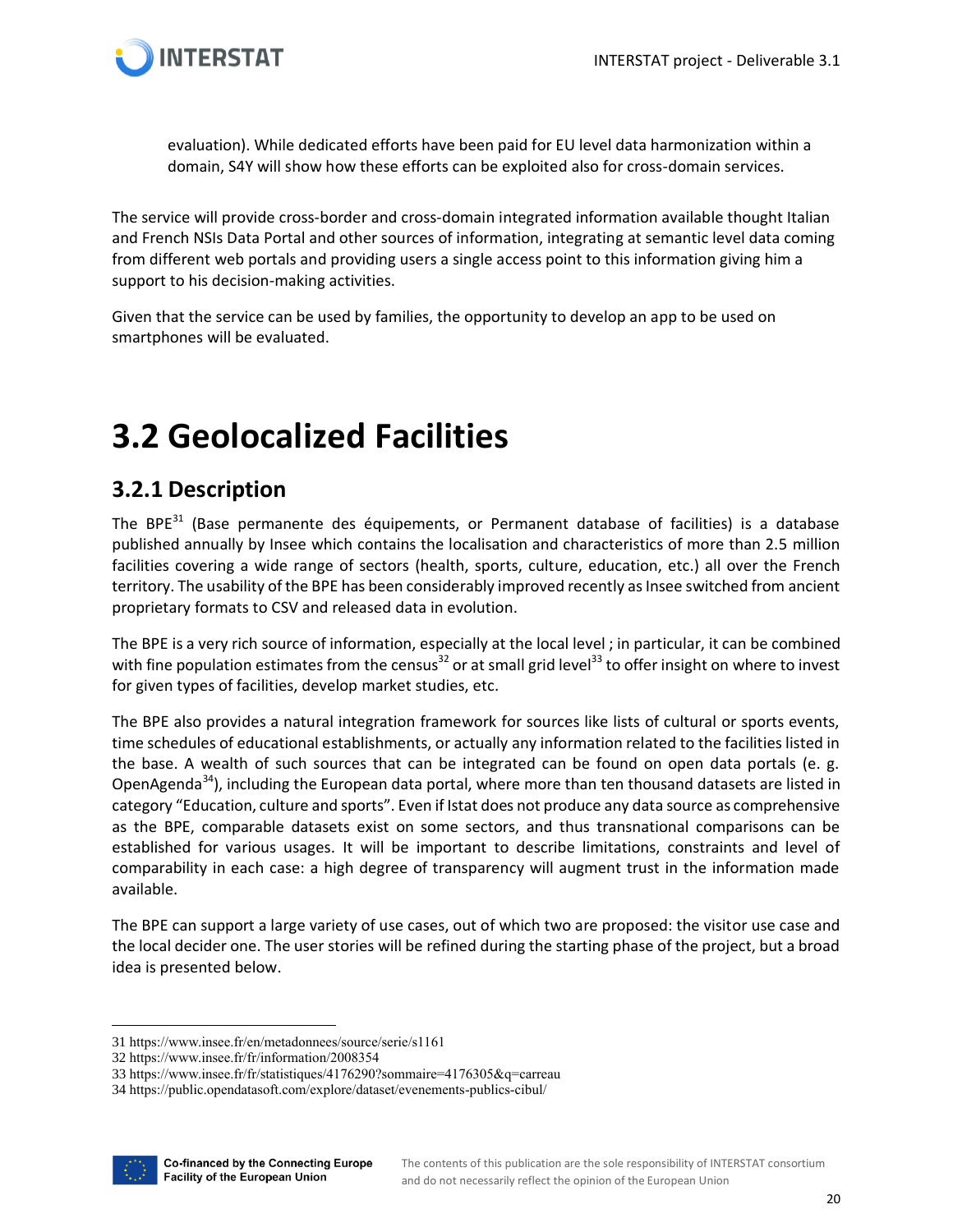evaluation). While dedicated efforts have been paid for EU level data harmonization within a domain, S4Y will show how these efforts can be exploited also for cross-domain services.

The service will provide cross-border and cross-domain integrated information available thought Italian and French NSIs Data Portal and other sources of information, integrating at semantic level data coming from different web portals and providing users a single access point to this information giving him a support to his decision-making activities.

Given that the service can be used by families, the opportunity to develop an app to be used on smartphones will be evaluated.

# 3.2 Geolocalized Facilities

## 3.2.1 Description

The BPE[31] (Base permanente des équipements, or Permanent database of facilities) is a database published annually by Insee which contains the localisation and characteristics of more than 2.5 million facilities covering a wide range of sectors (health, sports, culture, education, etc.) all over the French territory. The usability of the BPE has been considerably improved recently as Insee switched from ancient proprietary formats to CSV and released data in evolution.

The BPE is a very rich source of information, especially at the local level ; in particular, it can be combined with fine population estimates from the census[32] or at small grid level[33] to offer insight on where to invest for given types of facilities, develop market studies, etc.

The BPE also provides a natural integration framework for sources like lists of cultural or sports events, time schedules of educational establishments, or actually any information related to the facilities listed in the base. A wealth of such sources that can be integrated can be found on open data portals (e. g. OpenAgenda[34]), including the European data portal, where more than ten thousand datasets are listed in category "Education, culture and sports". Even if Istat does not produce any data source as comprehensive as the BPE, comparable datasets exist on some sectors, and thus transnational comparisons can be established for various usages. It will be important to describe limitations, constraints and level of comparability in each case: a high degree of transparency will augment trust in the information made available.

The BPE can support a large variety of use cases, out of which two are proposed: the visitor use case and the local decider one. The user stories will be refined during the starting phase of the project, but a broad idea is presented below.

---

31 https://www.insee.fr/en/metadonnees/source/serie/s1161
32 https://www.insee.fr/fr/information/2008354
33 https://www.insee.fr/fr/statistiques/4176290?sommaire=4176305&q=carreau
34 https://public.opendatasoft.com/explore/dataset/evenements-publics-cibul/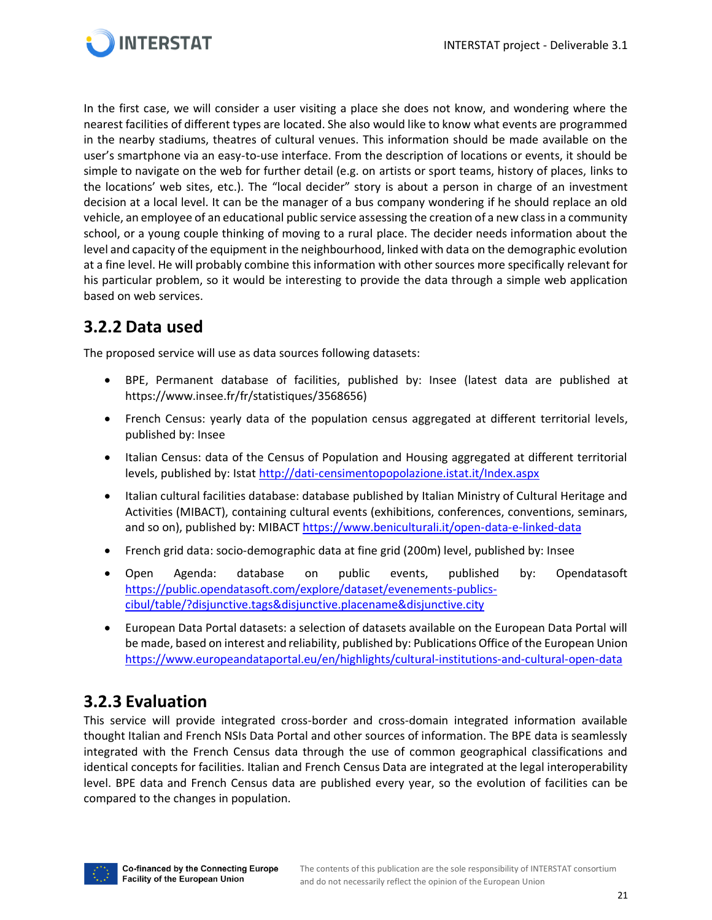In the first case, we will consider a user visiting a place she does not know, and wondering where the nearest facilities of different types are located. She also would like to know what events are programmed in the nearby stadiums, theatres of cultural venues. This information should be made available on the user's smartphone via an easy-to-use interface. From the description of locations or events, it should be simple to navigate on the web for further detail (e.g. on artists or sport teams, history of places, links to the locations' web sites, etc.). The "local decider" story is about a person in charge of an investment decision at a local level. It can be the manager of a bus company wondering if he should replace an old vehicle, an employee of an educational public service assessing the creation of a new class in a community school, or a young couple thinking of moving to a rural place. The decider needs information about the level and capacity of the equipment in the neighbourhood, linked with data on the demographic evolution at a fine level. He will probably combine this information with other sources more specifically relevant for his particular problem, so it would be interesting to provide the data through a simple web application based on web services.

## 3.2.2 Data used

The proposed service will use as data sources following datasets:

- BPE, Permanent database of facilities, published by: Insee (latest data are published at https://www.insee.fr/fr/statistiques/3568656)
- French Census: yearly data of the population census aggregated at different territorial levels, published by: Insee
- Italian Census: data of the Census of Population and Housing aggregated at different territorial levels, published by: Istat http://dati-censimentopopolazione.istat.it/Index.aspx
- Italian cultural facilities database: database published by Italian Ministry of Cultural Heritage and Activities (MIBACT), containing cultural events (exhibitions, conferences, conventions, seminars, and so on), published by: MIBACT https://www.beniculturali.it/open-data-e-linked-data
- French grid data: socio-demographic data at fine grid (200m) level, published by: Insee
- Open Agenda: database on public events, published by: Opendatasoft https://public.opendatasoft.com/explore/dataset/evenements-publics-cibul/table/?disjunctive.tags&disjunctive.placename&disjunctive.city
- European Data Portal datasets: a selection of datasets available on the European Data Portal will be made, based on interest and reliability, published by: Publications Office of the European Union https://www.europeandataportal.eu/en/highlights/cultural-institutions-and-cultural-open-data

## 3.2.3 Evaluation

This service will provide integrated cross-border and cross-domain integrated information available thought Italian and French NSIs Data Portal and other sources of information. The BPE data is seamlessly integrated with the French Census data through the use of common geographical classifications and identical concepts for facilities. Italian and French Census Data are integrated at the legal interoperability level. BPE data and French Census data are published every year, so the evolution of facilities can be compared to the changes in population.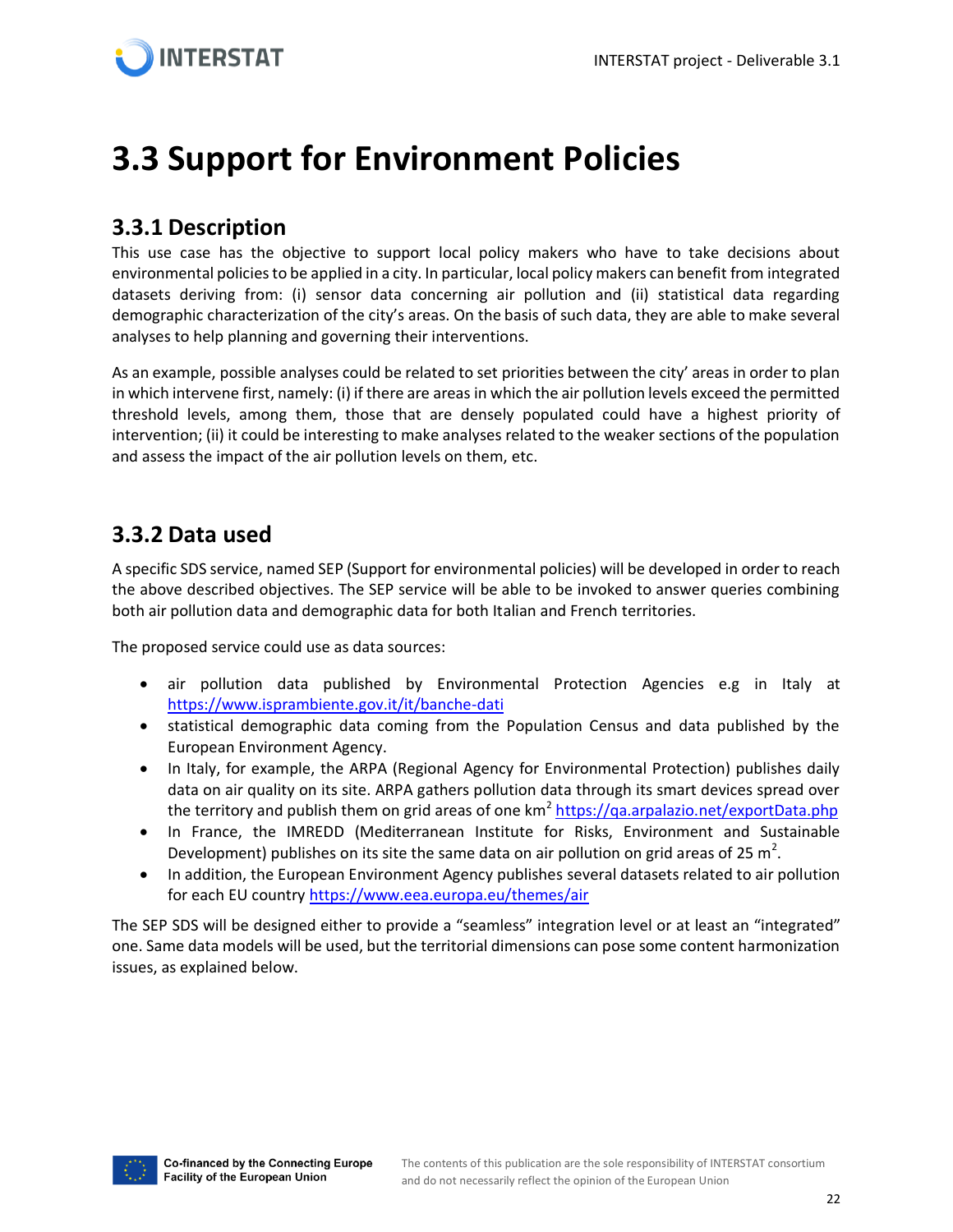# 3.3 Support for Environment Policies

## 3.3.1 Description

This use case has the objective to support local policy makers who have to take decisions about environmental policies to be applied in a city. In particular, local policy makers can benefit from integrated datasets deriving from: (i) sensor data concerning air pollution and (ii) statistical data regarding demographic characterization of the city's areas. On the basis of such data, they are able to make several analyses to help planning and governing their interventions.

As an example, possible analyses could be related to set priorities between the city' areas in order to plan in which intervene first, namely: (i) if there are areas in which the air pollution levels exceed the permitted threshold levels, among them, those that are densely populated could have a highest priority of intervention; (ii) it could be interesting to make analyses related to the weaker sections of the population and assess the impact of the air pollution levels on them, etc.

## 3.3.2 Data used

A specific SDS service, named SEP (Support for environmental policies) will be developed in order to reach the above described objectives. The SEP service will be able to be invoked to answer queries combining both air pollution data and demographic data for both Italian and French territories.

The proposed service could use as data sources:

- air pollution data published by Environmental Protection Agencies e.g in Italy at https://www.isprambiente.gov.it/it/banche-dati
- statistical demographic data coming from the Population Census and data published by the European Environment Agency.
- In Italy, for example, the ARPA (Regional Agency for Environmental Protection) publishes daily data on air quality on its site. ARPA gathers pollution data through its smart devices spread over the territory and publish them on grid areas of one $km^2$ https://qa.arpalazio.net/exportData.php
- In France, the IMREDD (Mediterranean Institute for Risks, Environment and Sustainable Development) publishes on its site the same data on air pollution on grid areas of 25 $m^2$.
- In addition, the European Environment Agency publishes several datasets related to air pollution for each EU country https://www.eea.europa.eu/themes/air

The SEP SDS will be designed either to provide a "seamless" integration level or at least an "integrated" one. Same data models will be used, but the territorial dimensions can pose some content harmonization issues, as explained below.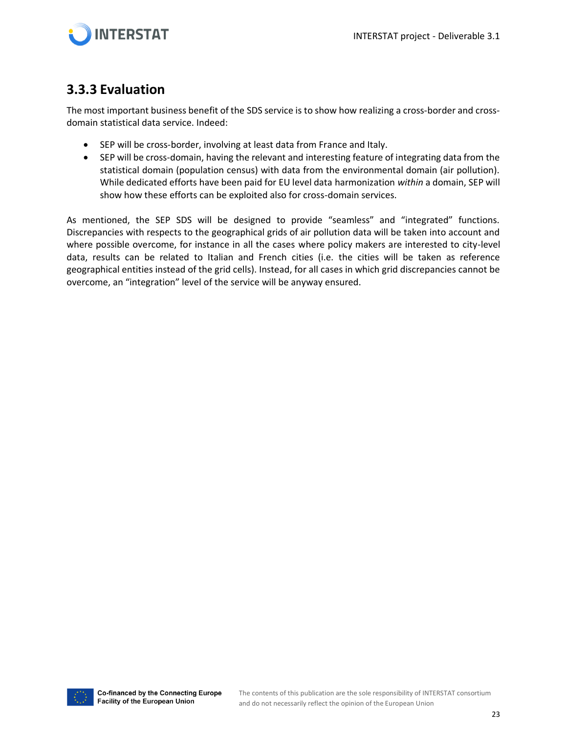### 3.3.3 Evaluation

The most important business benefit of the SDS service is to show how realizing a cross-border and cross-domain statistical data service. Indeed:

- SEP will be cross-border, involving at least data from France and Italy.
- SEP will be cross-domain, having the relevant and interesting feature of integrating data from the statistical domain (population census) with data from the environmental domain (air pollution). While dedicated efforts have been paid for EU level data harmonization *within* a domain, SEP will show how these efforts can be exploited also for cross-domain services.

As mentioned, the SEP SDS will be designed to provide "seamless" and "integrated" functions. Discrepancies with respects to the geographical grids of air pollution data will be taken into account and where possible overcome, for instance in all the cases where policy makers are interested to city-level data, results can be related to Italian and French cities (i.e. the cities will be taken as reference geographical entities instead of the grid cells). Instead, for all cases in which grid discrepancies cannot be overcome, an "integration" level of the service will be anyway ensured.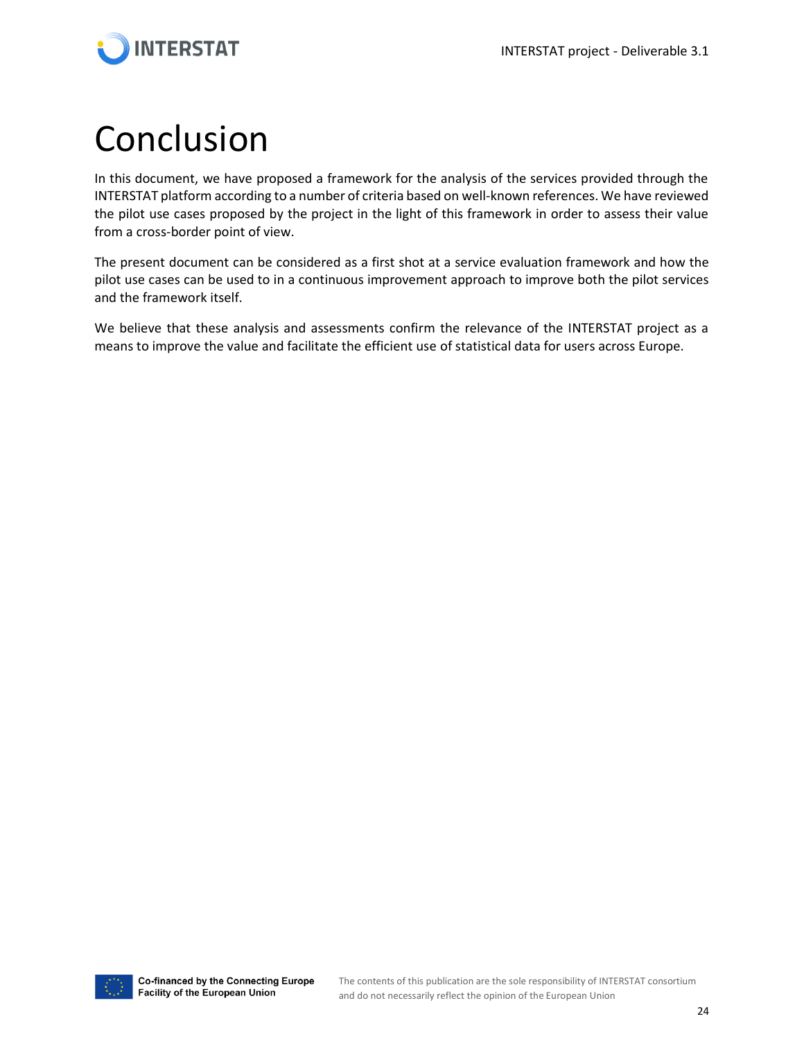# Conclusion

In this document, we have proposed a framework for the analysis of the services provided through the INTERSTAT platform according to a number of criteria based on well-known references. We have reviewed the pilot use cases proposed by the project in the light of this framework in order to assess their value from a cross-border point of view.

The present document can be considered as a first shot at a service evaluation framework and how the pilot use cases can be used to in a continuous improvement approach to improve both the pilot services and the framework itself.

We believe that these analysis and assessments confirm the relevance of the INTERSTAT project as a means to improve the value and facilitate the efficient use of statistical data for users across Europe.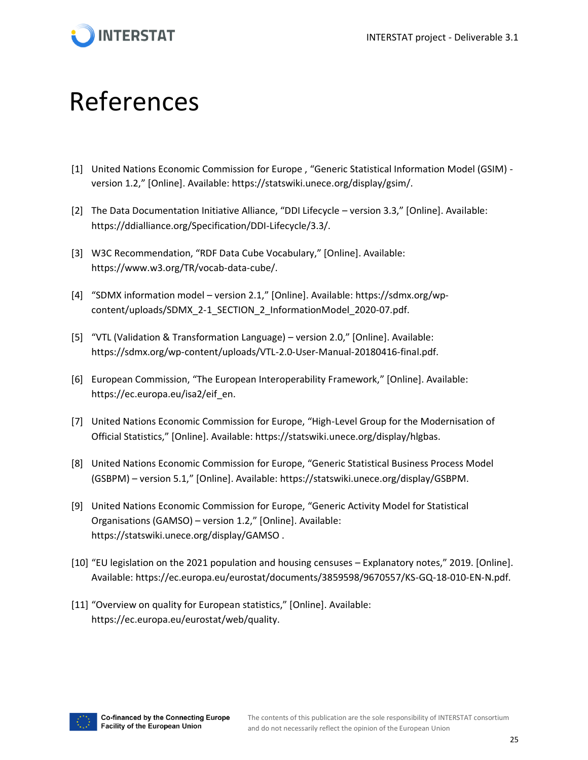# References

[1] United Nations Economic Commission for Europe , "Generic Statistical Information Model (GSIM) - version 1.2," [Online]. Available: https://statswiki.unece.org/display/gsim/.

[2] The Data Documentation Initiative Alliance, "DDI Lifecycle – version 3.3," [Online]. Available: https://ddialliance.org/Specification/DDI-Lifecycle/3.3/.

[3] W3C Recommendation, "RDF Data Cube Vocabulary," [Online]. Available: https://www.w3.org/TR/vocab-data-cube/.

[4] "SDMX information model – version 2.1," [Online]. Available: https://sdmx.org/wp-content/uploads/SDMX_2-1_SECTION_2_InformationModel_2020-07.pdf.

[5] "VTL (Validation & Transformation Language) – version 2.0," [Online]. Available: https://sdmx.org/wp-content/uploads/VTL-2.0-User-Manual-20180416-final.pdf.

[6] European Commission, "The European Interoperability Framework," [Online]. Available: https://ec.europa.eu/isa2/eif_en.

[7] United Nations Economic Commission for Europe, "High-Level Group for the Modernisation of Official Statistics," [Online]. Available: https://statswiki.unece.org/display/hlgbas.

[8] United Nations Economic Commission for Europe, "Generic Statistical Business Process Model (GSBPM) – version 5.1," [Online]. Available: https://statswiki.unece.org/display/GSBPM.

[9] United Nations Economic Commission for Europe, "Generic Activity Model for Statistical Organisations (GAMSO) – version 1.2," [Online]. Available: https://statswiki.unece.org/display/GAMSO .

[10] "EU legislation on the 2021 population and housing censuses – Explanatory notes," 2019. [Online]. Available: https://ec.europa.eu/eurostat/documents/3859598/9670557/KS-GQ-18-010-EN-N.pdf.

[11] "Overview on quality for European statistics," [Online]. Available: https://ec.europa.eu/eurostat/web/quality.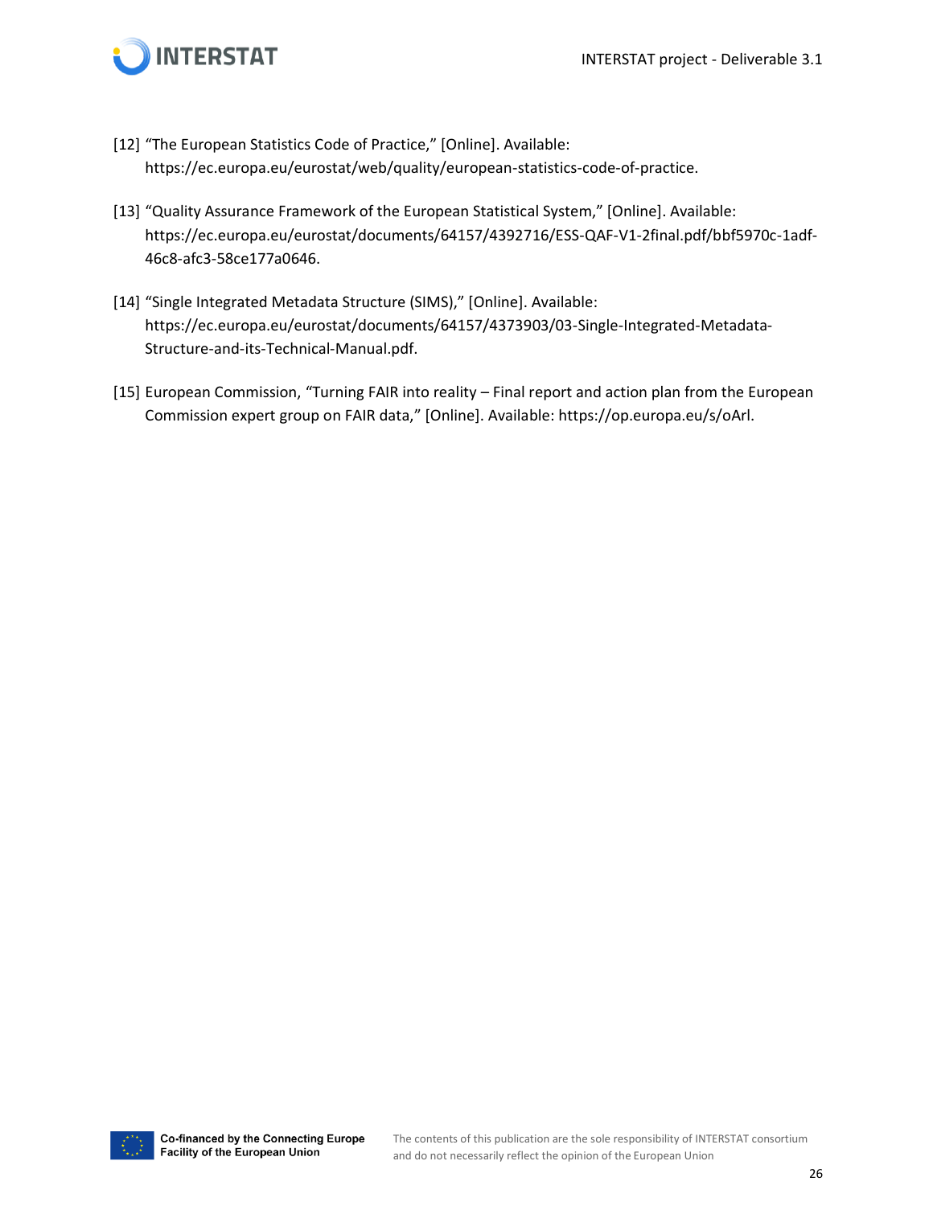[12] "The European Statistics Code of Practice," [Online]. Available: https://ec.europa.eu/eurostat/web/quality/european-statistics-code-of-practice.

[13] "Quality Assurance Framework of the European Statistical System," [Online]. Available: https://ec.europa.eu/eurostat/documents/64157/4392716/ESS-QAF-V1-2final.pdf/bbf5970c-1adf-46c8-afc3-58ce177a0646.

[14] "Single Integrated Metadata Structure (SIMS)," [Online]. Available: https://ec.europa.eu/eurostat/documents/64157/4373903/03-Single-Integrated-Metadata-Structure-and-its-Technical-Manual.pdf.

[15] European Commission, "Turning FAIR into reality – Final report and action plan from the European Commission expert group on FAIR data," [Online]. Available: https://op.europa.eu/s/oArl.